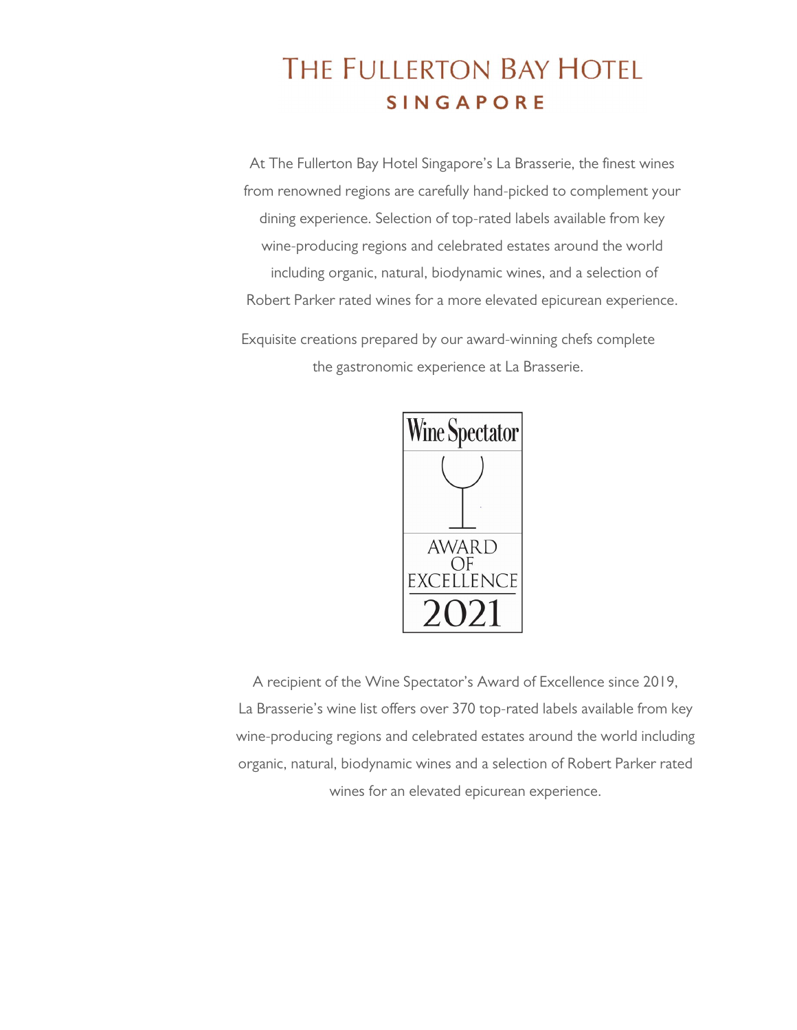# THE FULLERTON BAY HOTEL
## SINGAPORE

At The Fullerton Bay Hotel Singapore's La Brasserie, the finest wines from renowned regions are carefully hand-picked to complement your dining experience. Selection of top-rated labels available from key wine-producing regions and celebrated estates around the world including organic, natural, biodynamic wines, and a selection of Robert Parker rated wines for a more elevated epicurean experience.

Exquisite creations prepared by our award-winning chefs complete the gastronomic experience at La Brasserie.

Wine Spectator
AWARD OF EXCELLENCE
2021

A recipient of the Wine Spectator's Award of Excellence since 2019, La Brasserie's wine list offers over 370 top-rated labels available from key wine-producing regions and celebrated estates around the world including organic, natural, biodynamic wines and a selection of Robert Parker rated wines for an elevated epicurean experience.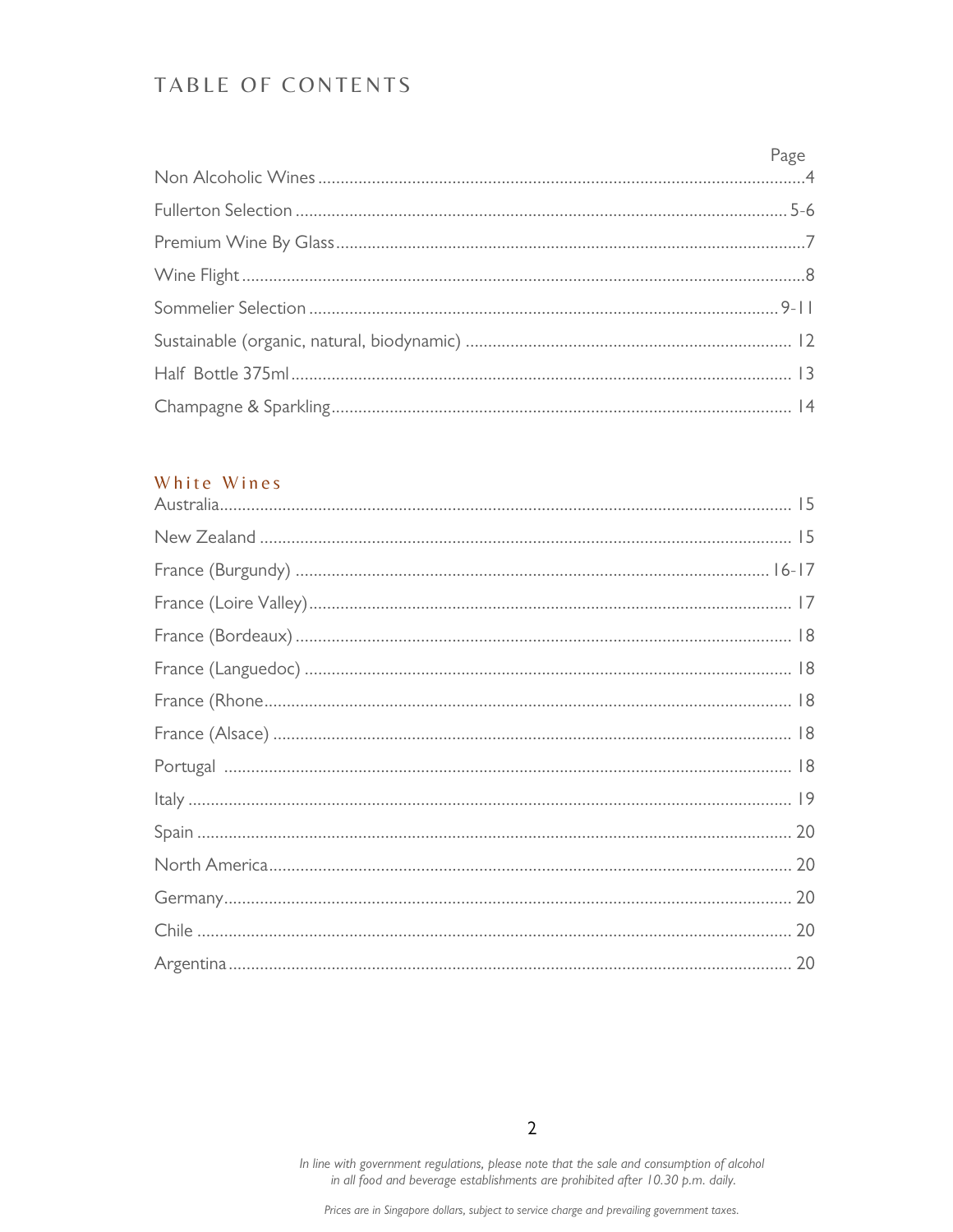# TABLE OF CONTENTS

| | Page |
|---|---|
| Non Alcoholic Wines | 4 |
| Fullerton Selection | 5-6 |
| Premium Wine By Glass | 7 |
| Wine Flight | 8 |
| Sommelier Selection | 9-11 |
| Sustainable (organic, natural, biodynamic) | 12 |
| Half Bottle 375ml | 13 |
| Champagne & Sparkling | 14 |

## White Wines

| | |
|---|---|
| Australia | 15 |
| New Zealand | 15 |
| France (Burgundy) | 16-17 |
| France (Loire Valley) | 17 |
| France (Bordeaux) | 18 |
| France (Languedoc) | 18 |
| France (Rhone | 18 |
| France (Alsace) | 18 |
| Portugal | 18 |
| Italy | 19 |
| Spain | 20 |
| North America | 20 |
| Germany | 20 |
| Chile | 20 |
| Argentina | 20 |

*In line with government regulations, please note that the sale and consumption of alcohol in all food and beverage establishments are prohibited after 10.30 p.m. daily.*

*Prices are in Singapore dollars, subject to service charge and prevailing government taxes.*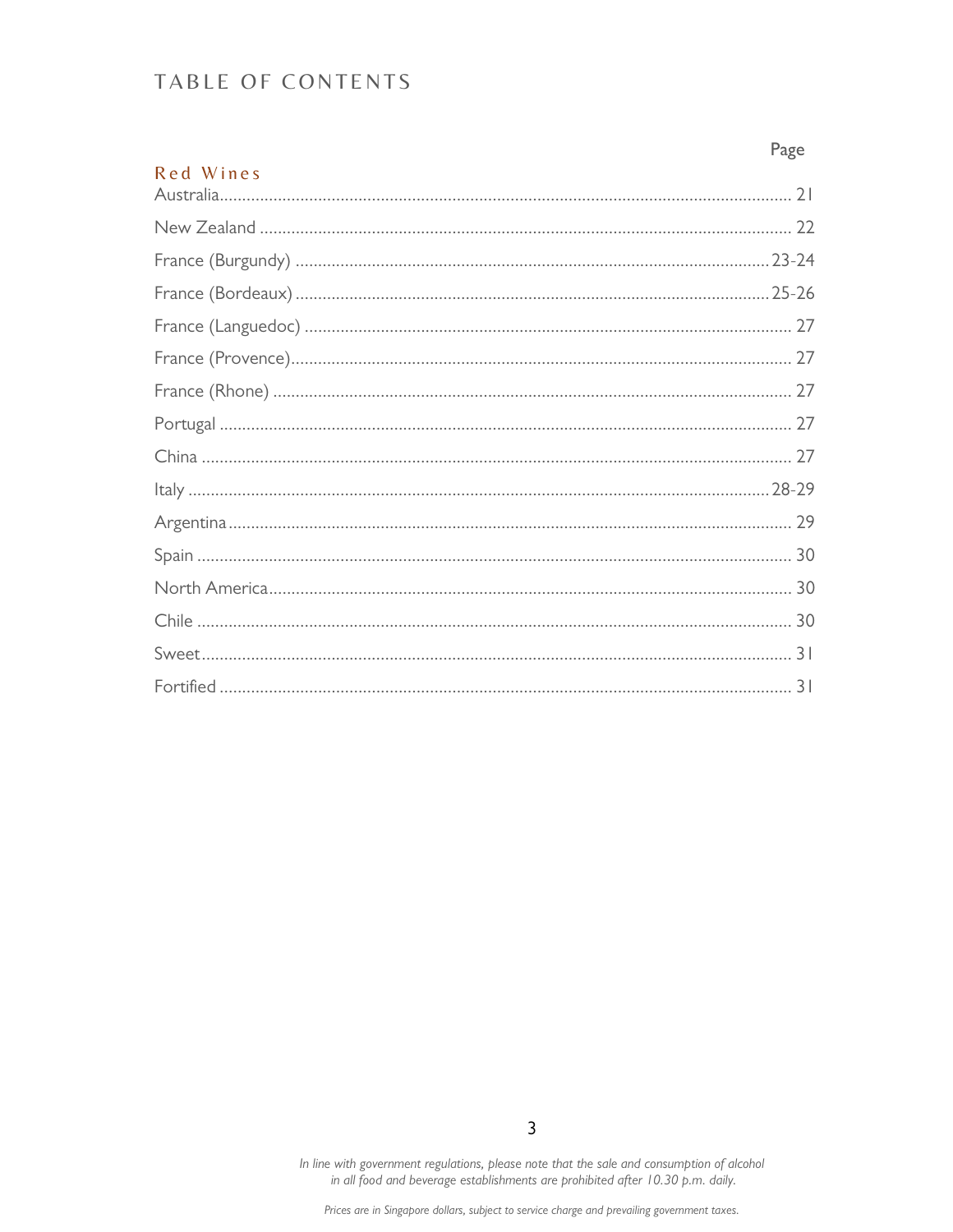# TABLE OF CONTENTS

| | Page |
|---|---|
| **Red Wines** | |
| Australia | 21 |
| New Zealand | 22 |
| France (Burgundy) | 23-24 |
| France (Bordeaux) | 25-26 |
| France (Languedoc) | 27 |
| France (Provence) | 27 |
| France (Rhone) | 27 |
| Portugal | 27 |
| China | 27 |
| Italy | 28-29 |
| Argentina | 29 |
| Spain | 30 |
| North America | 30 |
| Chile | 30 |
| Sweet | 31 |
| Fortified | 31 |

*In line with government regulations, please note that the sale and consumption of alcohol in all food and beverage establishments are prohibited after 10.30 p.m. daily.*

*Prices are in Singapore dollars, subject to service charge and prevailing government taxes.*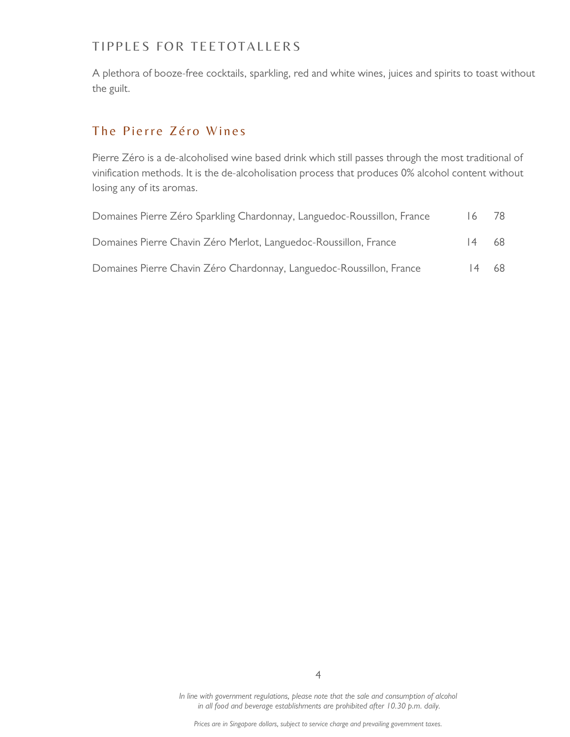## TIPPLES FOR TEETOTALLERS

A plethora of booze-free cocktails, sparkling, red and white wines, juices and spirits to toast without the guilt.

### The Pierre Zéro Wines

Pierre Zéro is a de-alcoholised wine based drink which still passes through the most traditional of vinification methods. It is the de-alcoholisation process that produces 0% alcohol content without losing any of its aromas.

| | | |
|---|---|---|
| Domaines Pierre Zéro Sparkling Chardonnay, Languedoc-Roussillon, France | 16 | 78 |
| Domaines Pierre Chavin Zéro Merlot, Languedoc-Roussillon, France | 14 | 68 |
| Domaines Pierre Chavin Zéro Chardonnay, Languedoc-Roussillon, France | 14 | 68 |

*In line with government regulations, please note that the sale and consumption of alcohol in all food and beverage establishments are prohibited after 10.30 p.m. daily.*

*Prices are in Singapore dollars, subject to service charge and prevailing government taxes.*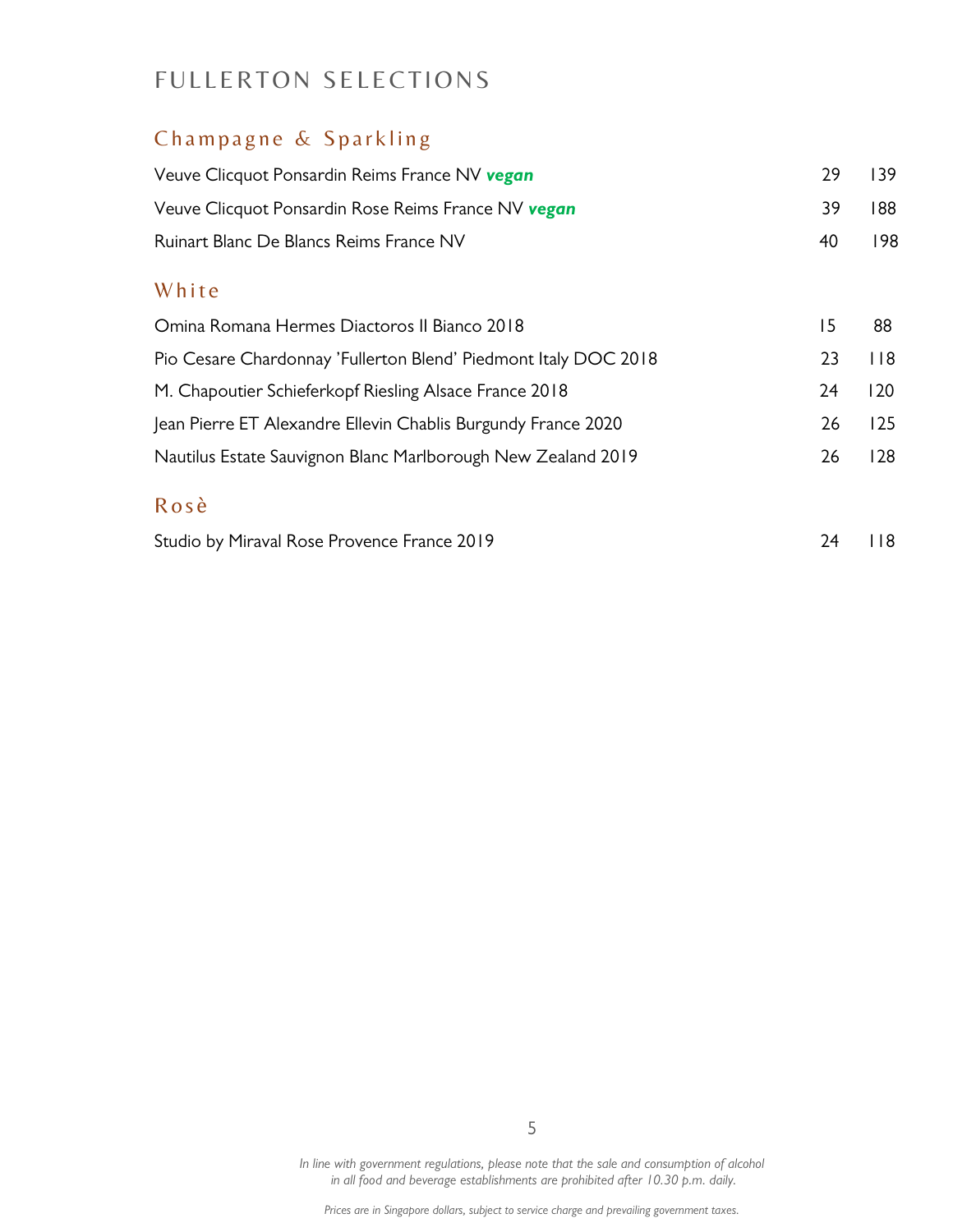# FULLERTON SELECTIONS

## Champagne & Sparkling

| | | |
|---|---|---|
| Veuve Clicquot Ponsardin Reims France NV ***vegan*** | 29 | 139 |
| Veuve Clicquot Ponsardin Rose Reims France NV ***vegan*** | 39 | 188 |
| Ruinart Blanc De Blancs Reims France NV | 40 | 198 |

## White

| | | |
|---|---|---|
| Omina Romana Hermes Diactoros II Bianco 2018 | 15 | 88 |
| Pio Cesare Chardonnay 'Fullerton Blend' Piedmont Italy DOC 2018 | 23 | 118 |
| M. Chapoutier Schieferkopf Riesling Alsace France 2018 | 24 | 120 |
| Jean Pierre ET Alexandre Ellevin Chablis Burgundy France 2020 | 26 | 125 |
| Nautilus Estate Sauvignon Blanc Marlborough New Zealand 2019 | 26 | 128 |

## Rosè

| | | |
|---|---|---|
| Studio by Miraval Rose Provence France 2019 | 24 | 118 |

*In line with government regulations, please note that the sale and consumption of alcohol in all food and beverage establishments are prohibited after 10.30 p.m. daily.*

*Prices are in Singapore dollars, subject to service charge and prevailing government taxes.*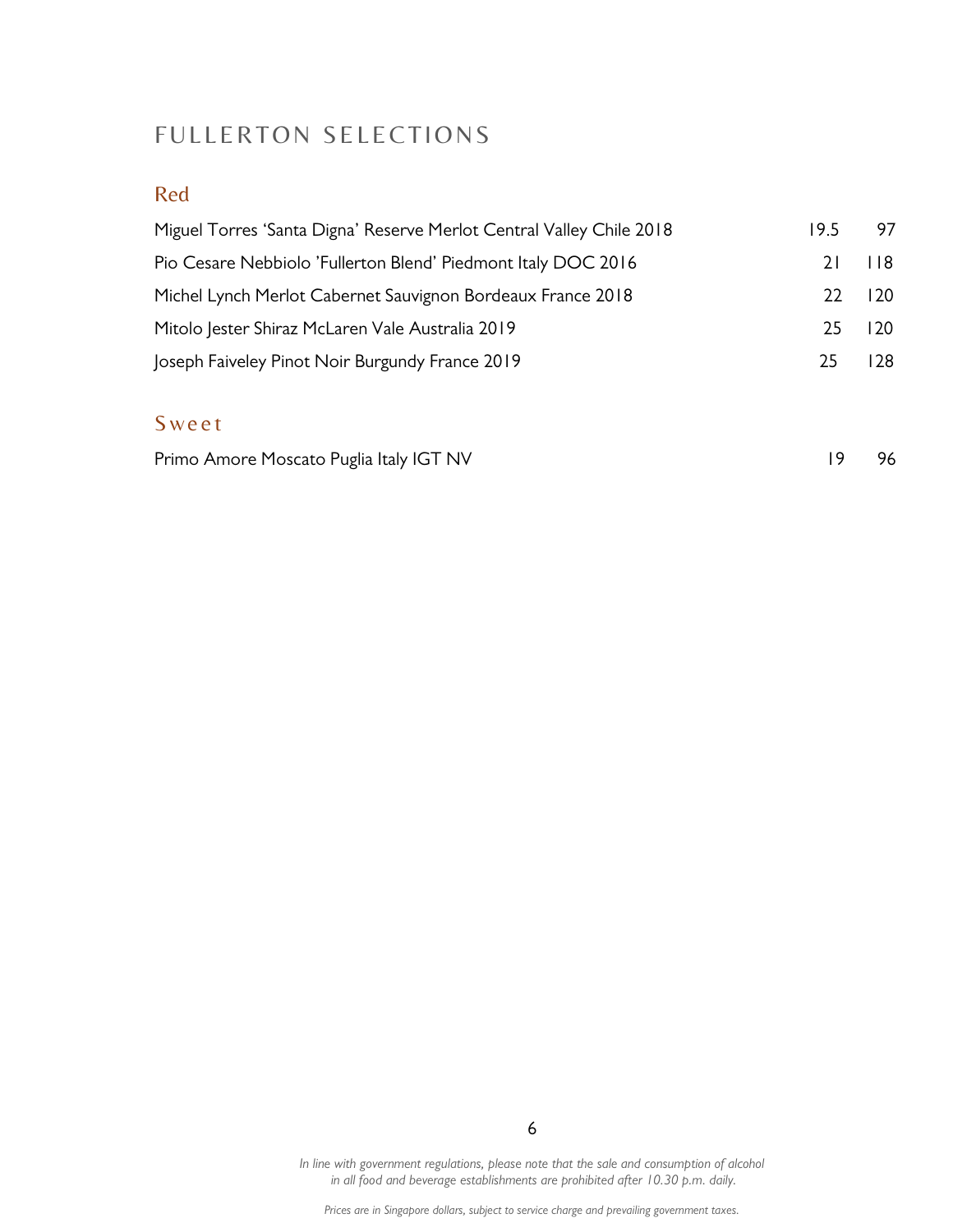# FULLERTON SELECTIONS

## Red

| | | |
|---|---|---|
| Miguel Torres 'Santa Digna' Reserve Merlot Central Valley Chile 2018 | 19.5 | 97 |
| Pio Cesare Nebbiolo 'Fullerton Blend' Piedmont Italy DOC 2016 | 21 | 118 |
| Michel Lynch Merlot Cabernet Sauvignon Bordeaux France 2018 | 22 | 120 |
| Mitolo Jester Shiraz McLaren Vale Australia 2019 | 25 | 120 |
| Joseph Faiveley Pinot Noir Burgundy France 2019 | 25 | 128 |

## Sweet

| | | |
|---|---|---|
| Primo Amore Moscato Puglia Italy IGT NV | 19 | 96 |

*In line with government regulations, please note that the sale and consumption of alcohol in all food and beverage establishments are prohibited after 10.30 p.m. daily.*

*Prices are in Singapore dollars, subject to service charge and prevailing government taxes.*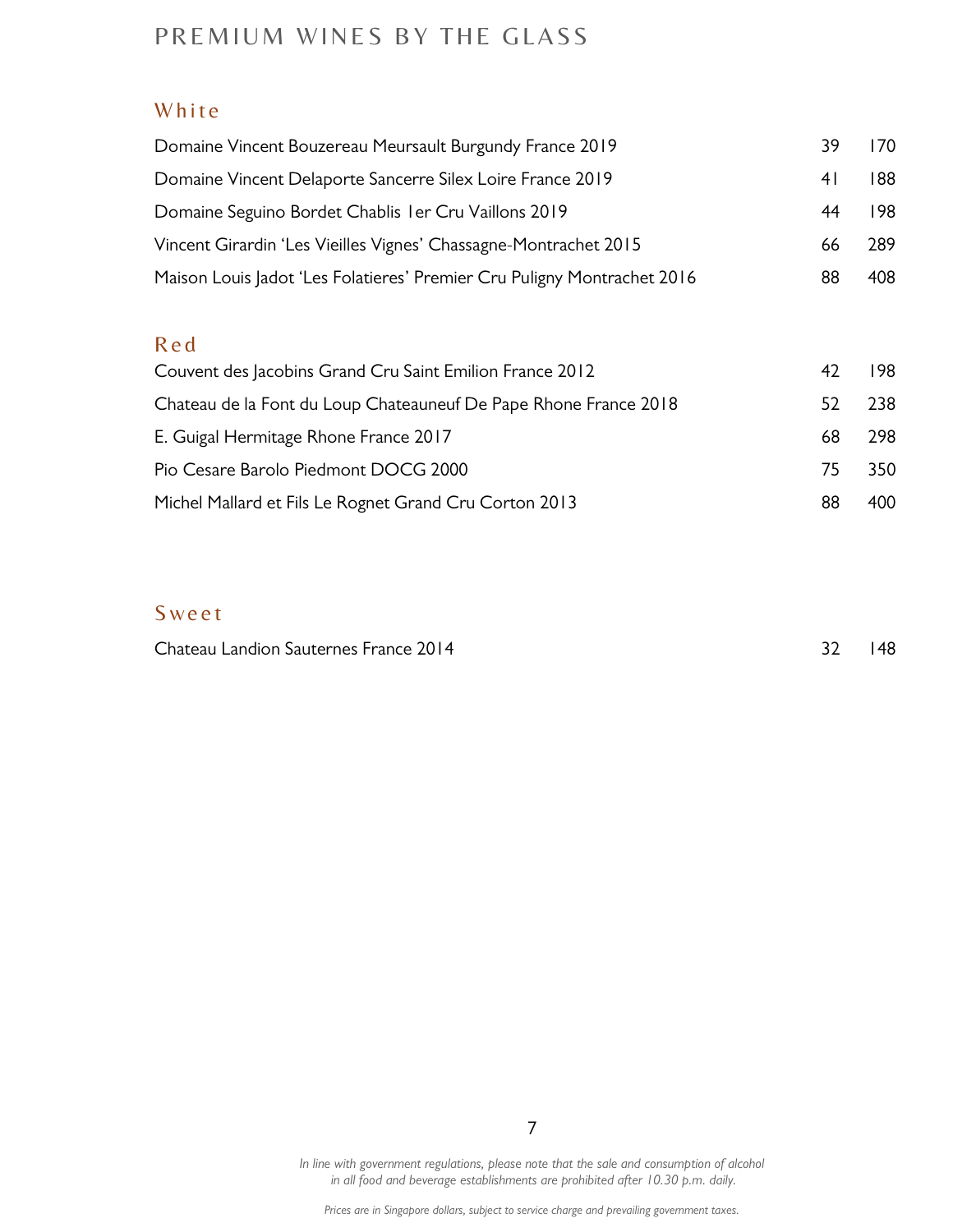# PREMIUM WINES BY THE GLASS

## White

| | | |
|---|---|---|
| Domaine Vincent Bouzereau Meursault Burgundy France 2019 | 39 | 170 |
| Domaine Vincent Delaporte Sancerre Silex Loire France 2019 | 41 | 188 |
| Domaine Seguino Bordet Chablis 1er Cru Vaillons 2019 | 44 | 198 |
| Vincent Girardin 'Les Vieilles Vignes' Chassagne-Montrachet 2015 | 66 | 289 |
| Maison Louis Jadot 'Les Folatieres' Premier Cru Puligny Montrachet 2016 | 88 | 408 |

## Red

| | | |
|---|---|---|
| Couvent des Jacobins Grand Cru Saint Emilion France 2012 | 42 | 198 |
| Chateau de la Font du Loup Chateauneuf De Pape Rhone France 2018 | 52 | 238 |
| E. Guigal Hermitage Rhone France 2017 | 68 | 298 |
| Pio Cesare Barolo Piedmont DOCG 2000 | 75 | 350 |
| Michel Mallard et Fils Le Rognet Grand Cru Corton 2013 | 88 | 400 |

## Sweet

| | | |
|---|---|---|
| Chateau Landion Sauternes France 2014 | 32 | 148 |

*In line with government regulations, please note that the sale and consumption of alcohol in all food and beverage establishments are prohibited after 10.30 p.m. daily.*

*Prices are in Singapore dollars, subject to service charge and prevailing government taxes.*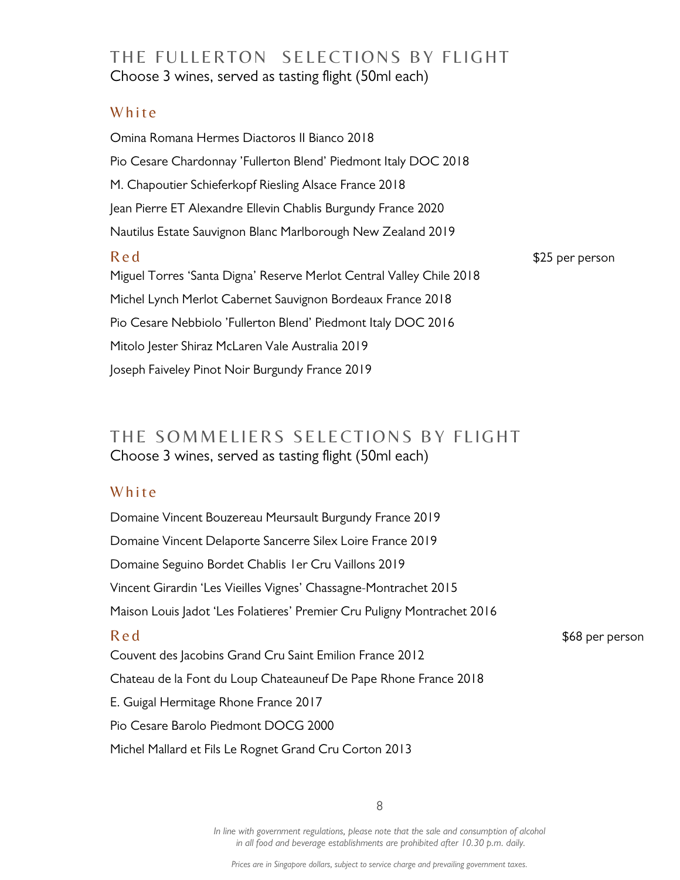## THE FULLERTON SELECTIONS BY FLIGHT

Choose 3 wines, served as tasting flight (50ml each)

### White

Omina Romana Hermes Diactoros II Bianco 2018

Pio Cesare Chardonnay 'Fullerton Blend' Piedmont Italy DOC 2018

M. Chapoutier Schieferkopf Riesling Alsace France 2018

Jean Pierre ET Alexandre Ellevin Chablis Burgundy France 2020

Nautilus Estate Sauvignon Blanc Marlborough New Zealand 2019

### Red

$25 per person

Miguel Torres 'Santa Digna' Reserve Merlot Central Valley Chile 2018

Michel Lynch Merlot Cabernet Sauvignon Bordeaux France 2018

Pio Cesare Nebbiolo 'Fullerton Blend' Piedmont Italy DOC 2016

Mitolo Jester Shiraz McLaren Vale Australia 2019

Joseph Faiveley Pinot Noir Burgundy France 2019

## THE SOMMELIERS SELECTIONS BY FLIGHT

Choose 3 wines, served as tasting flight (50ml each)

### White

Domaine Vincent Bouzereau Meursault Burgundy France 2019

Domaine Vincent Delaporte Sancerre Silex Loire France 2019

Domaine Seguino Bordet Chablis 1er Cru Vaillons 2019

Vincent Girardin 'Les Vieilles Vignes' Chassagne-Montrachet 2015

Maison Louis Jadot 'Les Folatieres' Premier Cru Puligny Montrachet 2016

### Red

$68 per person

Couvent des Jacobins Grand Cru Saint Emilion France 2012

Chateau de la Font du Loup Chateauneuf De Pape Rhone France 2018

E. Guigal Hermitage Rhone France 2017

Pio Cesare Barolo Piedmont DOCG 2000

Michel Mallard et Fils Le Rognet Grand Cru Corton 2013

*In line with government regulations, please note that the sale and consumption of alcohol in all food and beverage establishments are prohibited after 10.30 p.m. daily.*

*Prices are in Singapore dollars, subject to service charge and prevailing government taxes.*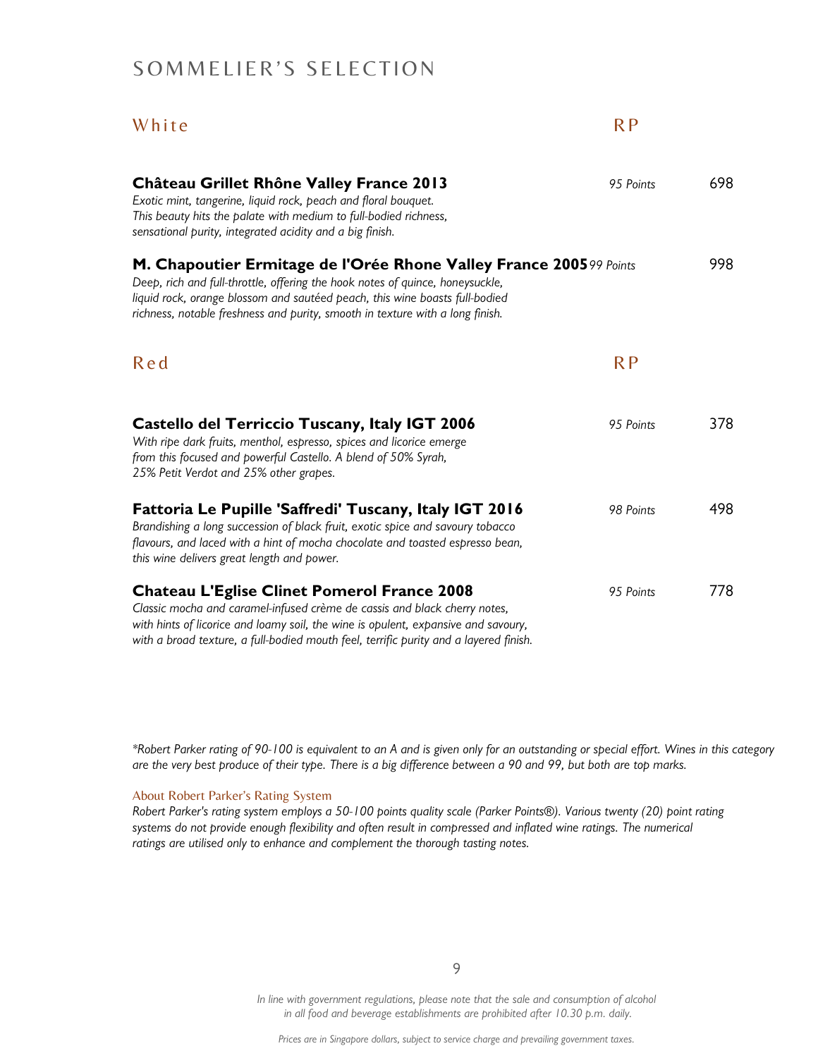# SOMMELIER'S SELECTION

## White

RP

**Château Grillet Rhône Valley France 2013** — *95 Points* — 698

*Exotic mint, tangerine, liquid rock, peach and floral bouquet.*
*This beauty hits the palate with medium to full-bodied richness,*
*sensational purity, integrated acidity and a big finish.*

**M. Chapoutier Ermitage de l'Orée Rhone Valley France 2005** — *99 Points* — 998

*Deep, rich and full-throttle, offering the hook notes of quince, honeysuckle,*
*liquid rock, orange blossom and sautéed peach, this wine boasts full-bodied*
*richness, notable freshness and purity, smooth in texture with a long finish.*

## Red

RP

**Castello del Terriccio Tuscany, Italy IGT 2006** — *95 Points* — 378

*With ripe dark fruits, menthol, espresso, spices and licorice emerge*
*from this focused and powerful Castello. A blend of 50% Syrah,*
*25% Petit Verdot and 25% other grapes.*

**Fattoria Le Pupille 'Saffredi' Tuscany, Italy IGT 2016** — *98 Points* — 498

*Brandishing a long succession of black fruit, exotic spice and savoury tobacco*
*flavours, and laced with a hint of mocha chocolate and toasted espresso bean,*
*this wine delivers great length and power.*

**Chateau L'Eglise Clinet Pomerol France 2008** — *95 Points* — 778

*Classic mocha and caramel-infused crème de cassis and black cherry notes,*
*with hints of licorice and loamy soil, the wine is opulent, expansive and savoury,*
*with a broad texture, a full-bodied mouth feel, terrific purity and a layered finish.*

*\*Robert Parker rating of 90-100 is equivalent to an A and is given only for an outstanding or special effort. Wines in this category are the very best produce of their type. There is a big difference between a 90 and 99, but both are top marks.*

About Robert Parker's Rating System

*Robert Parker's rating system employs a 50-100 points quality scale (Parker Points®). Various twenty (20) point rating systems do not provide enough flexibility and often result in compressed and inflated wine ratings. The numerical ratings are utilised only to enhance and complement the thorough tasting notes.*

*In line with government regulations, please note that the sale and consumption of alcohol in all food and beverage establishments are prohibited after 10.30 p.m. daily.*

*Prices are in Singapore dollars, subject to service charge and prevailing government taxes.*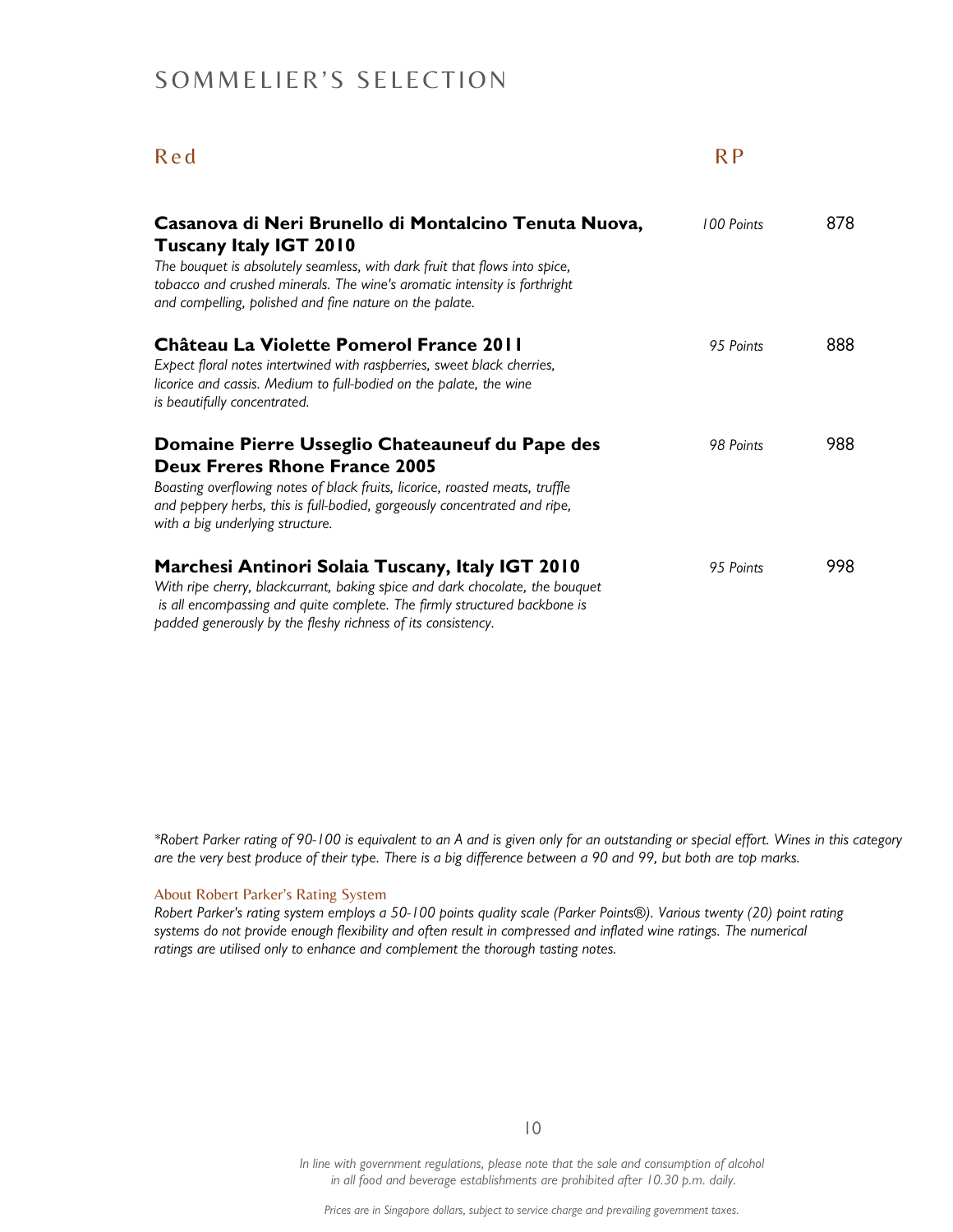# SOMMELIER'S SELECTION

## Red

| Wine | RP | Price |
|---|---|---|
| **Casanova di Neri Brunello di Montalcino Tenuta Nuova, Tuscany Italy IGT 2010**<br>*The bouquet is absolutely seamless, with dark fruit that flows into spice, tobacco and crushed minerals. The wine's aromatic intensity is forthright and compelling, polished and fine nature on the palate.* | *100 Points* | 878 |
| **Château La Violette Pomerol France 2011**<br>*Expect floral notes intertwined with raspberries, sweet black cherries, licorice and cassis. Medium to full-bodied on the palate, the wine is beautifully concentrated.* | *95 Points* | 888 |
| **Domaine Pierre Usseglio Chateauneuf du Pape des Deux Freres Rhone France 2005**<br>*Boasting overflowing notes of black fruits, licorice, roasted meats, truffle and peppery herbs, this is full-bodied, gorgeously concentrated and ripe, with a big underlying structure.* | *98 Points* | 988 |
| **Marchesi Antinori Solaia Tuscany, Italy IGT 2010**<br>*With ripe cherry, blackcurrant, baking spice and dark chocolate, the bouquet is all encompassing and quite complete. The firmly structured backbone is padded generously by the fleshy richness of its consistency.* | *95 Points* | 998 |

*\*Robert Parker rating of 90-100 is equivalent to an A and is given only for an outstanding or special effort. Wines in this category are the very best produce of their type. There is a big difference between a 90 and 99, but both are top marks.*

### About Robert Parker's Rating System

*Robert Parker's rating system employs a 50-100 points quality scale (Parker Points®). Various twenty (20) point rating systems do not provide enough flexibility and often result in compressed and inflated wine ratings. The numerical ratings are utilised only to enhance and complement the thorough tasting notes.*

*In line with government regulations, please note that the sale and consumption of alcohol in all food and beverage establishments are prohibited after 10.30 p.m. daily.*

*Prices are in Singapore dollars, subject to service charge and prevailing government taxes.*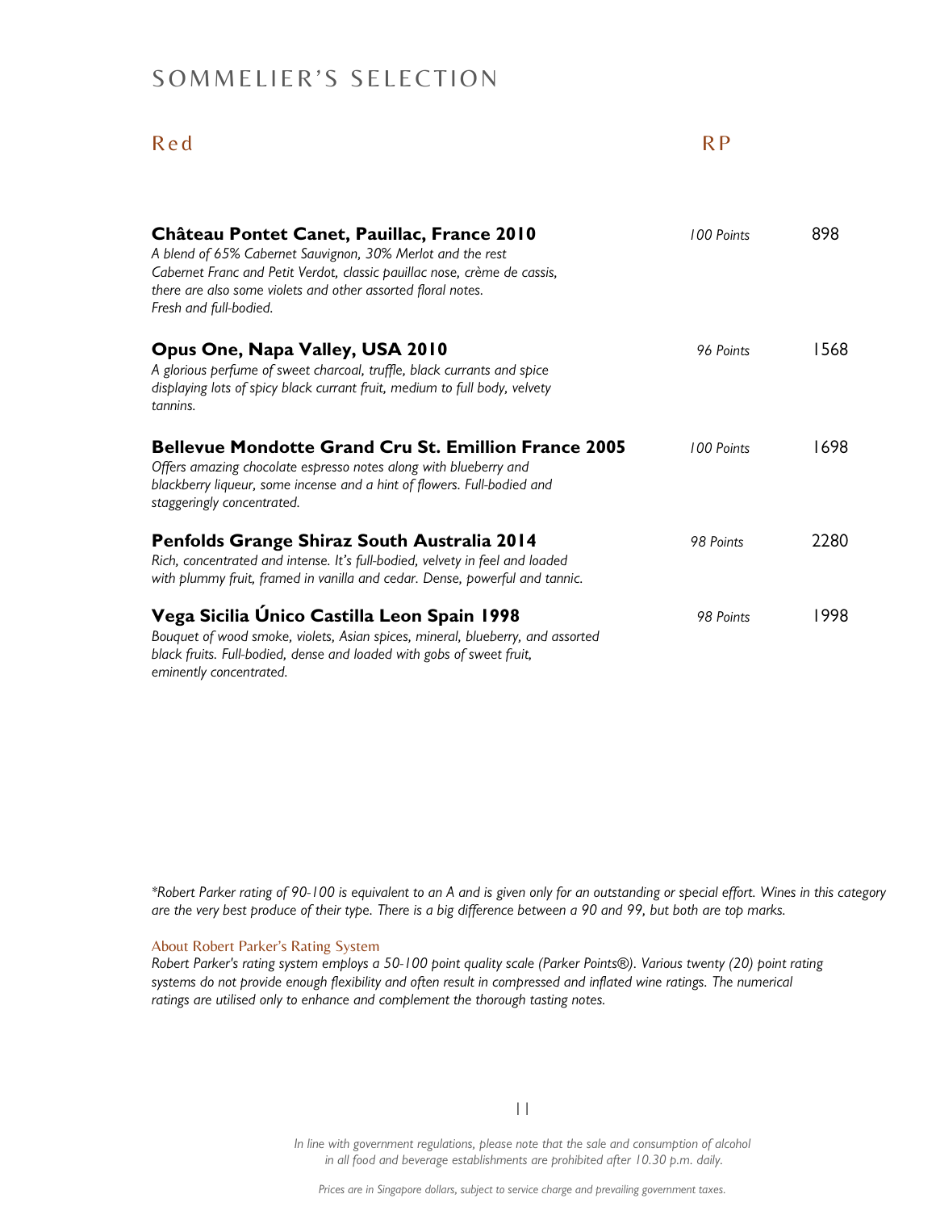# SOMMELIER'S SELECTION

## Red

| | RP | |
|---|---|---|
| **Château Pontet Canet, Pauillac, France 2010**<br>*A blend of 65% Cabernet Sauvignon, 30% Merlot and the rest Cabernet Franc and Petit Verdot, classic pauillac nose, crème de cassis, there are also some violets and other assorted floral notes. Fresh and full-bodied.* | *100 Points* | 898 |
| **Opus One, Napa Valley, USA 2010**<br>*A glorious perfume of sweet charcoal, truffle, black currants and spice displaying lots of spicy black currant fruit, medium to full body, velvety tannins.* | *96 Points* | 1568 |
| **Bellevue Mondotte Grand Cru St. Emillion France 2005**<br>*Offers amazing chocolate espresso notes along with blueberry and blackberry liqueur, some incense and a hint of flowers. Full-bodied and staggeringly concentrated.* | *100 Points* | 1698 |
| **Penfolds Grange Shiraz South Australia 2014**<br>*Rich, concentrated and intense. It's full-bodied, velvety in feel and loaded with plummy fruit, framed in vanilla and cedar. Dense, powerful and tannic.* | *98 Points* | 2280 |
| **Vega Sicilia Único Castilla Leon Spain 1998**<br>*Bouquet of wood smoke, violets, Asian spices, mineral, blueberry, and assorted black fruits. Full-bodied, dense and loaded with gobs of sweet fruit, eminently concentrated.* | *98 Points* | 1998 |

*\*Robert Parker rating of 90-100 is equivalent to an A and is given only for an outstanding or special effort. Wines in this category are the very best produce of their type. There is a big difference between a 90 and 99, but both are top marks.*

About Robert Parker's Rating System

*Robert Parker's rating system employs a 50-100 point quality scale (Parker Points®). Various twenty (20) point rating systems do not provide enough flexibility and often result in compressed and inflated wine ratings. The numerical ratings are utilised only to enhance and complement the thorough tasting notes.*

*In line with government regulations, please note that the sale and consumption of alcohol in all food and beverage establishments are prohibited after 10.30 p.m. daily.*

*Prices are in Singapore dollars, subject to service charge and prevailing government taxes.*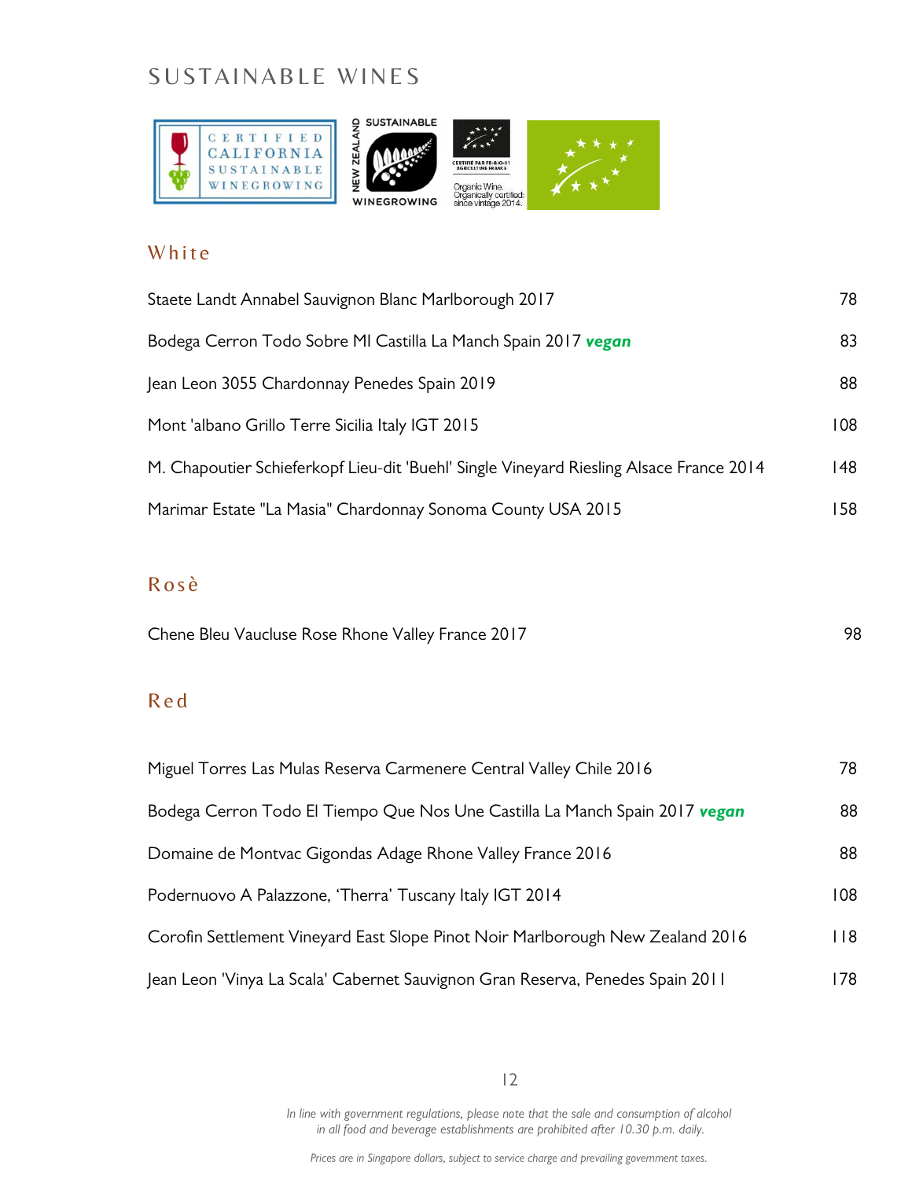# SUSTAINABLE WINES

CERTIFIED CALIFORNIA SUSTAINABLE WINEGROWING

NEW ZEALAND SUSTAINABLE WINEGROWING

CERTIFIÉ PAR FR-BIO-01 AGRICULTURE FRANCE

Organic Wine. Organically certified since vintage 2014.

## White

| | |
|---|---|
| Staete Landt Annabel Sauvignon Blanc Marlborough 2017 | 78 |
| Bodega Cerron Todo Sobre MI Castilla La Manch Spain 2017 ***vegan*** | 83 |
| Jean Leon 3055 Chardonnay Penedes Spain 2019 | 88 |
| Mont 'albano Grillo Terre Sicilia Italy IGT 2015 | 108 |
| M. Chapoutier Schieferkopf Lieu-dit 'Buehl' Single Vineyard Riesling Alsace France 2014 | 148 |
| Marimar Estate "La Masia" Chardonnay Sonoma County USA 2015 | 158 |

## Rosè

| | |
|---|---|
| Chene Bleu Vaucluse Rose Rhone Valley France 2017 | 98 |

## Red

| | |
|---|---|
| Miguel Torres Las Mulas Reserva Carmenere Central Valley Chile 2016 | 78 |
| Bodega Cerron Todo El Tiempo Que Nos Une Castilla La Manch Spain 2017 ***vegan*** | 88 |
| Domaine de Montvac Gigondas Adage Rhone Valley France 2016 | 88 |
| Podernuovo A Palazzone, 'Therra' Tuscany Italy IGT 2014 | 108 |
| Corofin Settlement Vineyard East Slope Pinot Noir Marlborough New Zealand 2016 | 118 |
| Jean Leon 'Vinya La Scala' Cabernet Sauvignon Gran Reserva, Penedes Spain 2011 | 178 |

*In line with government regulations, please note that the sale and consumption of alcohol in all food and beverage establishments are prohibited after 10.30 p.m. daily.*

*Prices are in Singapore dollars, subject to service charge and prevailing government taxes.*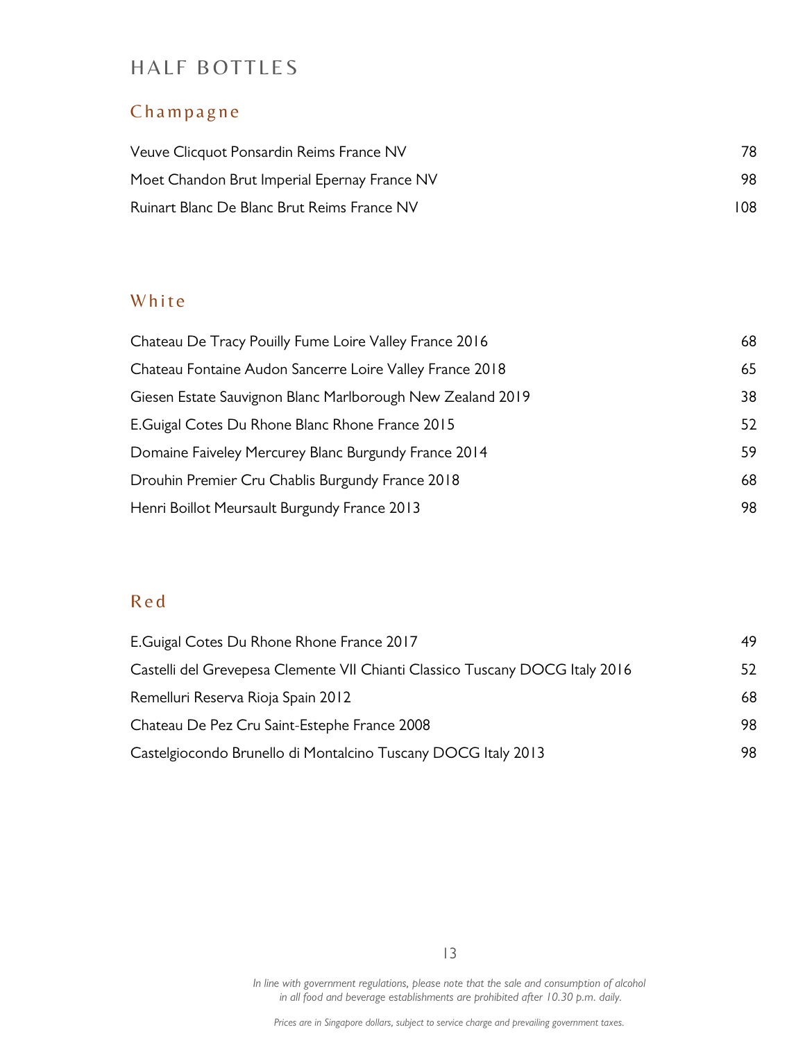# HALF BOTTLES

## Champagne

| | |
|---|---|
| Veuve Clicquot Ponsardin Reims France NV | 78 |
| Moet Chandon Brut Imperial Epernay France NV | 98 |
| Ruinart Blanc De Blanc Brut Reims France NV | 108 |

## White

| | |
|---|---|
| Chateau De Tracy Pouilly Fume Loire Valley France 2016 | 68 |
| Chateau Fontaine Audon Sancerre Loire Valley France 2018 | 65 |
| Giesen Estate Sauvignon Blanc Marlborough New Zealand 2019 | 38 |
| E.Guigal Cotes Du Rhone Blanc Rhone France 2015 | 52 |
| Domaine Faiveley Mercurey Blanc Burgundy France 2014 | 59 |
| Drouhin Premier Cru Chablis Burgundy France 2018 | 68 |
| Henri Boillot Meursault Burgundy France 2013 | 98 |

## Red

| | |
|---|---|
| E.Guigal Cotes Du Rhone Rhone France 2017 | 49 |
| Castelli del Grevepesa Clemente VII Chianti Classico Tuscany DOCG Italy 2016 | 52 |
| Remelluri Reserva Rioja Spain 2012 | 68 |
| Chateau De Pez Cru Saint-Estephe France 2008 | 98 |
| Castelgiocondo Brunello di Montalcino Tuscany DOCG Italy 2013 | 98 |

*In line with government regulations, please note that the sale and consumption of alcohol in all food and beverage establishments are prohibited after 10.30 p.m. daily.*

*Prices are in Singapore dollars, subject to service charge and prevailing government taxes.*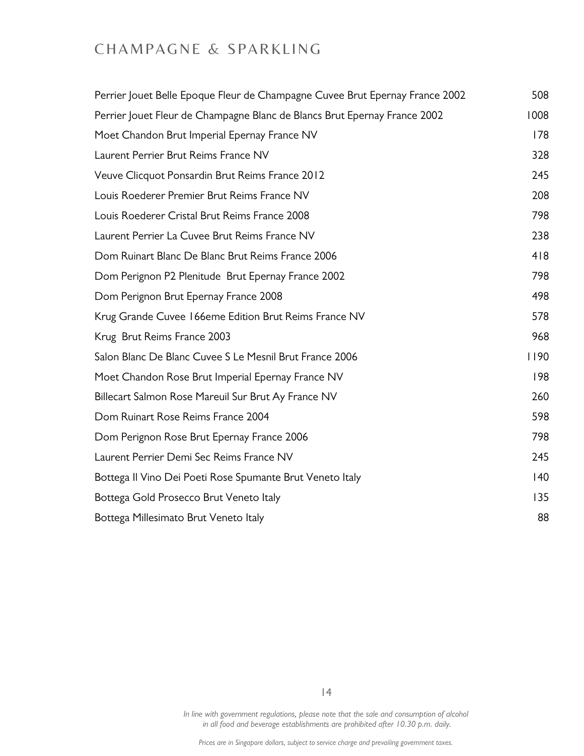# CHAMPAGNE & SPARKLING

| | |
|---|---|
| Perrier Jouet Belle Epoque Fleur de Champagne Cuvee Brut Epernay France 2002 | 508 |
| Perrier Jouet Fleur de Champagne Blanc de Blancs Brut Epernay France 2002 | 1008 |
| Moet Chandon Brut Imperial Epernay France NV | 178 |
| Laurent Perrier Brut Reims France NV | 328 |
| Veuve Clicquot Ponsardin Brut Reims France 2012 | 245 |
| Louis Roederer Premier Brut Reims France NV | 208 |
| Louis Roederer Cristal Brut Reims France 2008 | 798 |
| Laurent Perrier La Cuvee Brut Reims France NV | 238 |
| Dom Ruinart Blanc De Blanc Brut Reims France 2006 | 418 |
| Dom Perignon P2 Plenitude Brut Epernay France 2002 | 798 |
| Dom Perignon Brut Epernay France 2008 | 498 |
| Krug Grande Cuvee 166eme Edition Brut Reims France NV | 578 |
| Krug Brut Reims France 2003 | 968 |
| Salon Blanc De Blanc Cuvee S Le Mesnil Brut France 2006 | 1190 |
| Moet Chandon Rose Brut Imperial Epernay France NV | 198 |
| Billecart Salmon Rose Mareuil Sur Brut Ay France NV | 260 |
| Dom Ruinart Rose Reims France 2004 | 598 |
| Dom Perignon Rose Brut Epernay France 2006 | 798 |
| Laurent Perrier Demi Sec Reims France NV | 245 |
| Bottega Il Vino Dei Poeti Rose Spumante Brut Veneto Italy | 140 |
| Bottega Gold Prosecco Brut Veneto Italy | 135 |
| Bottega Millesimato Brut Veneto Italy | 88 |

*In line with government regulations, please note that the sale and consumption of alcohol in all food and beverage establishments are prohibited after 10.30 p.m. daily.*

*Prices are in Singapore dollars, subject to service charge and prevailing government taxes.*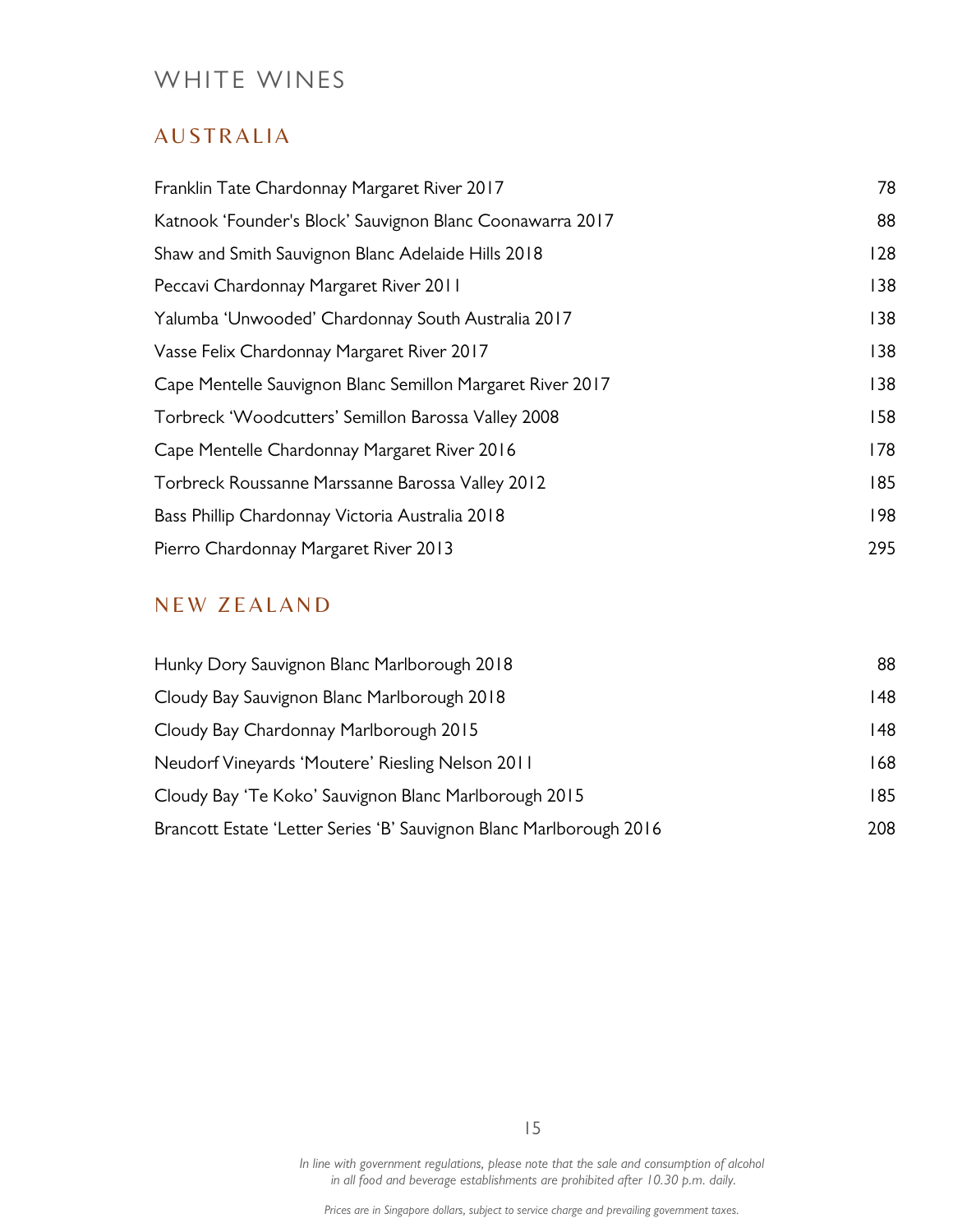# WHITE WINES

## AUSTRALIA

| | |
|---|---|
| Franklin Tate Chardonnay Margaret River 2017 | 78 |
| Katnook 'Founder's Block' Sauvignon Blanc Coonawarra 2017 | 88 |
| Shaw and Smith Sauvignon Blanc Adelaide Hills 2018 | 128 |
| Peccavi Chardonnay Margaret River 2011 | 138 |
| Yalumba 'Unwooded' Chardonnay South Australia 2017 | 138 |
| Vasse Felix Chardonnay Margaret River 2017 | 138 |
| Cape Mentelle Sauvignon Blanc Semillon Margaret River 2017 | 138 |
| Torbreck 'Woodcutters' Semillon Barossa Valley 2008 | 158 |
| Cape Mentelle Chardonnay Margaret River 2016 | 178 |
| Torbreck Roussanne Marssanne Barossa Valley 2012 | 185 |
| Bass Phillip Chardonnay Victoria Australia 2018 | 198 |
| Pierro Chardonnay Margaret River 2013 | 295 |

## NEW ZEALAND

| | |
|---|---|
| Hunky Dory Sauvignon Blanc Marlborough 2018 | 88 |
| Cloudy Bay Sauvignon Blanc Marlborough 2018 | 148 |
| Cloudy Bay Chardonnay Marlborough 2015 | 148 |
| Neudorf Vineyards 'Moutere' Riesling Nelson 2011 | 168 |
| Cloudy Bay 'Te Koko' Sauvignon Blanc Marlborough 2015 | 185 |
| Brancott Estate 'Letter Series 'B' Sauvignon Blanc Marlborough 2016 | 208 |

*In line with government regulations, please note that the sale and consumption of alcohol in all food and beverage establishments are prohibited after 10.30 p.m. daily.*

*Prices are in Singapore dollars, subject to service charge and prevailing government taxes.*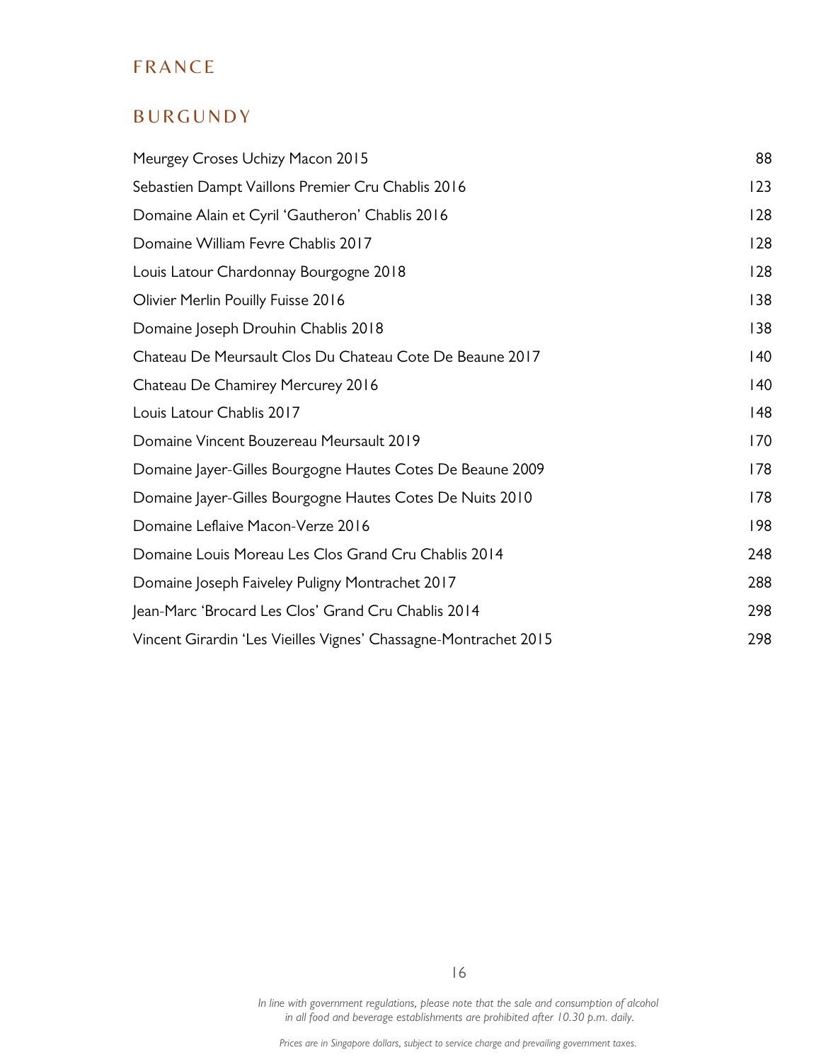# FRANCE

## BURGUNDY

| | |
|---|---|
| Meurgey Croses Uchizy Macon 2015 | 88 |
| Sebastien Dampt Vaillons Premier Cru Chablis 2016 | 123 |
| Domaine Alain et Cyril 'Gautheron' Chablis 2016 | 128 |
| Domaine William Fevre Chablis 2017 | 128 |
| Louis Latour Chardonnay Bourgogne 2018 | 128 |
| Olivier Merlin Pouilly Fuisse 2016 | 138 |
| Domaine Joseph Drouhin Chablis 2018 | 138 |
| Chateau De Meursault Clos Du Chateau Cote De Beaune 2017 | 140 |
| Chateau De Chamirey Mercurey 2016 | 140 |
| Louis Latour Chablis 2017 | 148 |
| Domaine Vincent Bouzereau Meursault 2019 | 170 |
| Domaine Jayer-Gilles Bourgogne Hautes Cotes De Beaune 2009 | 178 |
| Domaine Jayer-Gilles Bourgogne Hautes Cotes De Nuits 2010 | 178 |
| Domaine Leflaive Macon-Verze 2016 | 198 |
| Domaine Louis Moreau Les Clos Grand Cru Chablis 2014 | 248 |
| Domaine Joseph Faiveley Puligny Montrachet 2017 | 288 |
| Jean-Marc 'Brocard Les Clos' Grand Cru Chablis 2014 | 298 |
| Vincent Girardin 'Les Vieilles Vignes' Chassagne-Montrachet 2015 | 298 |

*In line with government regulations, please note that the sale and consumption of alcohol in all food and beverage establishments are prohibited after 10.30 p.m. daily.*

*Prices are in Singapore dollars, subject to service charge and prevailing government taxes.*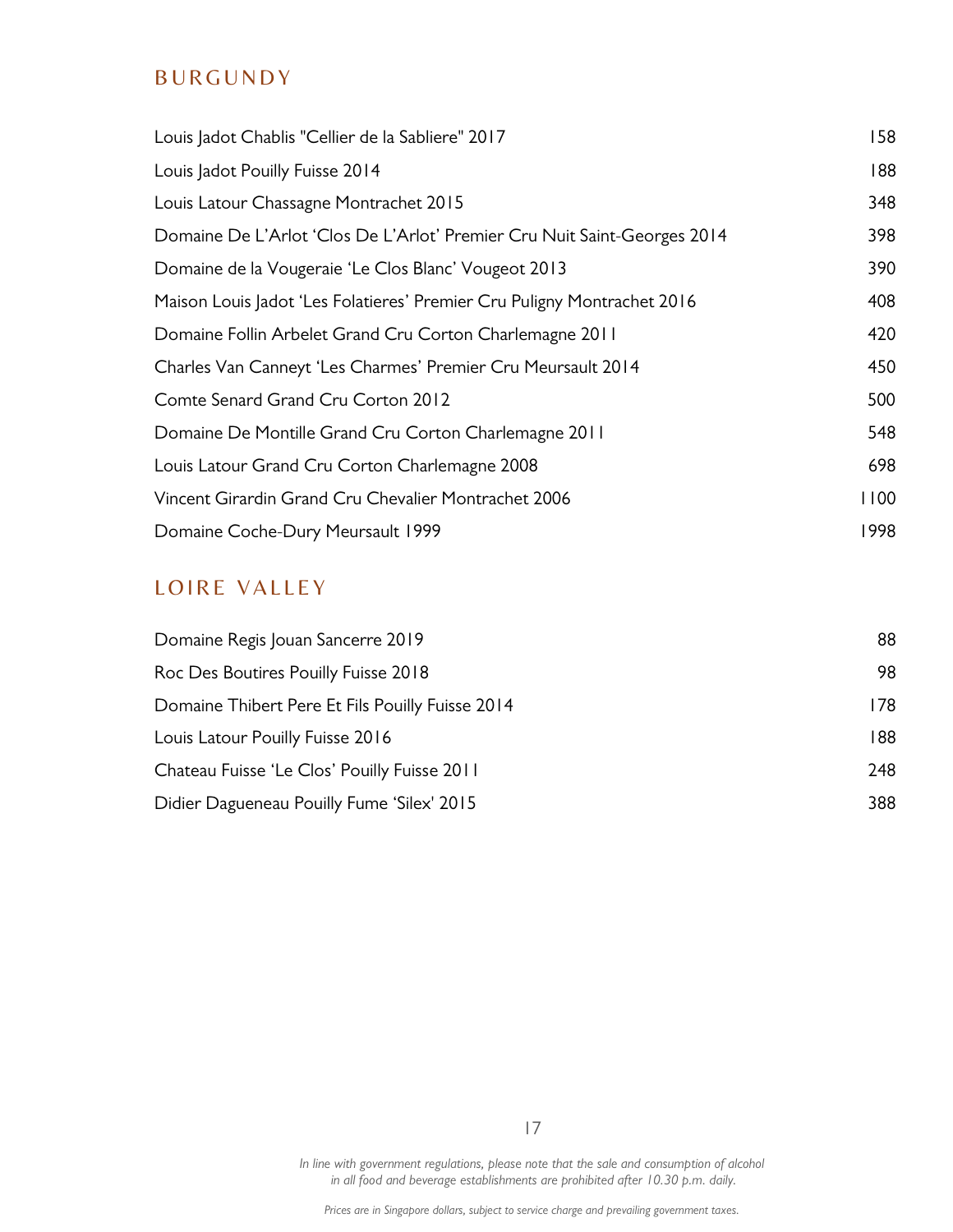## BURGUNDY

| | |
|---|---|
| Louis Jadot Chablis "Cellier de la Sabliere" 2017 | 158 |
| Louis Jadot Pouilly Fuisse 2014 | 188 |
| Louis Latour Chassagne Montrachet 2015 | 348 |
| Domaine De L'Arlot 'Clos De L'Arlot' Premier Cru Nuit Saint-Georges 2014 | 398 |
| Domaine de la Vougeraie 'Le Clos Blanc' Vougeot 2013 | 390 |
| Maison Louis Jadot 'Les Folatieres' Premier Cru Puligny Montrachet 2016 | 408 |
| Domaine Follin Arbelet Grand Cru Corton Charlemagne 2011 | 420 |
| Charles Van Canneyt 'Les Charmes' Premier Cru Meursault 2014 | 450 |
| Comte Senard Grand Cru Corton 2012 | 500 |
| Domaine De Montille Grand Cru Corton Charlemagne 2011 | 548 |
| Louis Latour Grand Cru Corton Charlemagne 2008 | 698 |
| Vincent Girardin Grand Cru Chevalier Montrachet 2006 | 1100 |
| Domaine Coche-Dury Meursault 1999 | 1998 |

## LOIRE VALLEY

| | |
|---|---|
| Domaine Regis Jouan Sancerre 2019 | 88 |
| Roc Des Boutires Pouilly Fuisse 2018 | 98 |
| Domaine Thibert Pere Et Fils Pouilly Fuisse 2014 | 178 |
| Louis Latour Pouilly Fuisse 2016 | 188 |
| Chateau Fuisse 'Le Clos' Pouilly Fuisse 2011 | 248 |
| Didier Dagueneau Pouilly Fume 'Silex' 2015 | 388 |

*In line with government regulations, please note that the sale and consumption of alcohol in all food and beverage establishments are prohibited after 10.30 p.m. daily.*

*Prices are in Singapore dollars, subject to service charge and prevailing government taxes.*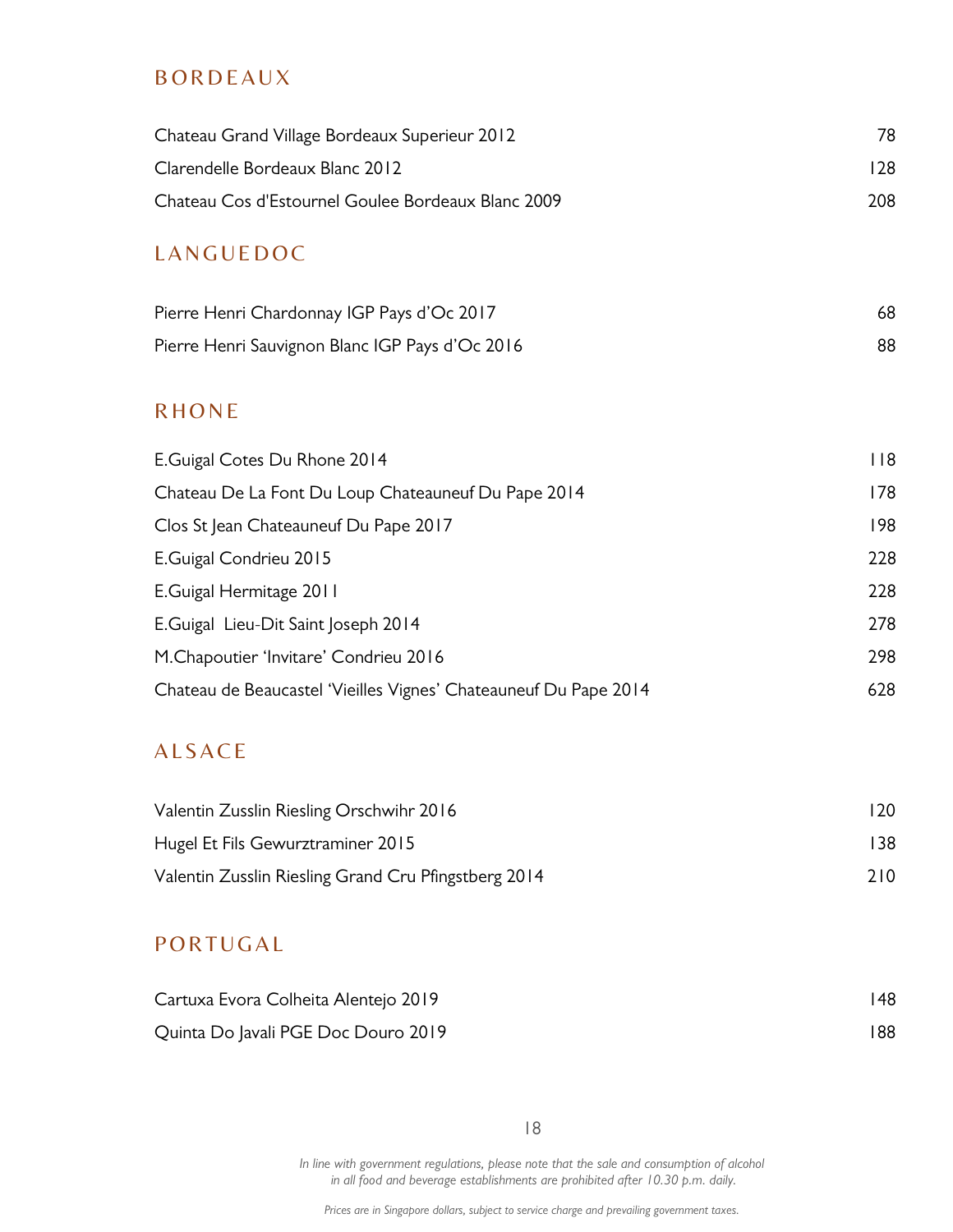## BORDEAUX

| | |
|---|---|
| Chateau Grand Village Bordeaux Superieur 2012 | 78 |
| Clarendelle Bordeaux Blanc 2012 | 128 |
| Chateau Cos d'Estournel Goulee Bordeaux Blanc 2009 | 208 |

## LANGUEDOC

| | |
|---|---|
| Pierre Henri Chardonnay IGP Pays d'Oc 2017 | 68 |
| Pierre Henri Sauvignon Blanc IGP Pays d'Oc 2016 | 88 |

## RHONE

| | |
|---|---|
| E.Guigal Cotes Du Rhone 2014 | 118 |
| Chateau De La Font Du Loup Chateauneuf Du Pape 2014 | 178 |
| Clos St Jean Chateauneuf Du Pape 2017 | 198 |
| E.Guigal Condrieu 2015 | 228 |
| E.Guigal Hermitage 2011 | 228 |
| E.Guigal Lieu-Dit Saint Joseph 2014 | 278 |
| M.Chapoutier 'Invitare' Condrieu 2016 | 298 |
| Chateau de Beaucastel 'Vieilles Vignes' Chateauneuf Du Pape 2014 | 628 |

## ALSACE

| | |
|---|---|
| Valentin Zusslin Riesling Orschwihr 2016 | 120 |
| Hugel Et Fils Gewurztraminer 2015 | 138 |
| Valentin Zusslin Riesling Grand Cru Pfingstberg 2014 | 210 |

## PORTUGAL

| | |
|---|---|
| Cartuxa Evora Colheita Alentejo 2019 | 148 |
| Quinta Do Javali PGE Doc Douro 2019 | 188 |

*In line with government regulations, please note that the sale and consumption of alcohol in all food and beverage establishments are prohibited after 10.30 p.m. daily.*

*Prices are in Singapore dollars, subject to service charge and prevailing government taxes.*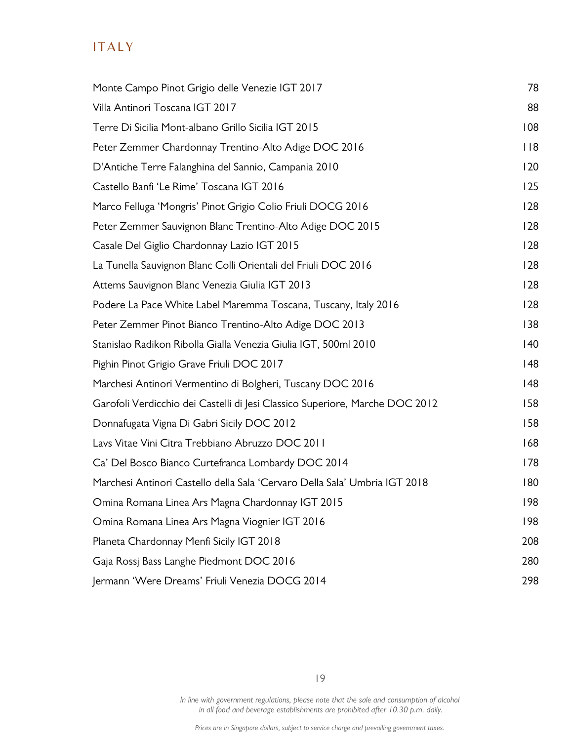## ITALY

| Wine | Price |
| --- | --- |
| Monte Campo Pinot Grigio delle Venezie IGT 2017 | 78 |
| Villa Antinori Toscana IGT 2017 | 88 |
| Terre Di Sicilia Mont-albano Grillo Sicilia IGT 2015 | 108 |
| Peter Zemmer Chardonnay Trentino-Alto Adige DOC 2016 | 118 |
| D'Antiche Terre Falanghina del Sannio, Campania 2010 | 120 |
| Castello Banfi 'Le Rime' Toscana IGT 2016 | 125 |
| Marco Felluga 'Mongris' Pinot Grigio Colio Friuli DOCG 2016 | 128 |
| Peter Zemmer Sauvignon Blanc Trentino-Alto Adige DOC 2015 | 128 |
| Casale Del Giglio Chardonnay Lazio IGT 2015 | 128 |
| La Tunella Sauvignon Blanc Colli Orientali del Friuli DOC 2016 | 128 |
| Attems Sauvignon Blanc Venezia Giulia IGT 2013 | 128 |
| Podere La Pace White Label Maremma Toscana, Tuscany, Italy 2016 | 128 |
| Peter Zemmer Pinot Bianco Trentino-Alto Adige DOC 2013 | 138 |
| Stanislao Radikon Ribolla Gialla Venezia Giulia IGT, 500ml 2010 | 140 |
| Pighin Pinot Grigio Grave Friuli DOC 2017 | 148 |
| Marchesi Antinori Vermentino di Bolgheri, Tuscany DOC 2016 | 148 |
| Garofoli Verdicchio dei Castelli di Jesi Classico Superiore, Marche DOC 2012 | 158 |
| Donnafugata Vigna Di Gabri Sicily DOC 2012 | 158 |
| Lavs Vitae Vini Citra Trebbiano Abruzzo DOC 2011 | 168 |
| Ca' Del Bosco Bianco Curtefranca Lombardy DOC 2014 | 178 |
| Marchesi Antinori Castello della Sala 'Cervaro Della Sala' Umbria IGT 2018 | 180 |
| Omina Romana Linea Ars Magna Chardonnay IGT 2015 | 198 |
| Omina Romana Linea Ars Magna Viognier IGT 2016 | 198 |
| Planeta Chardonnay Menfi Sicily IGT 2018 | 208 |
| Gaja Rossj Bass Langhe Piedmont DOC 2016 | 280 |
| Jermann 'Were Dreams' Friuli Venezia DOCG 2014 | 298 |

*In line with government regulations, please note that the sale and consumption of alcohol in all food and beverage establishments are prohibited after 10.30 p.m. daily.*

*Prices are in Singapore dollars, subject to service charge and prevailing government taxes.*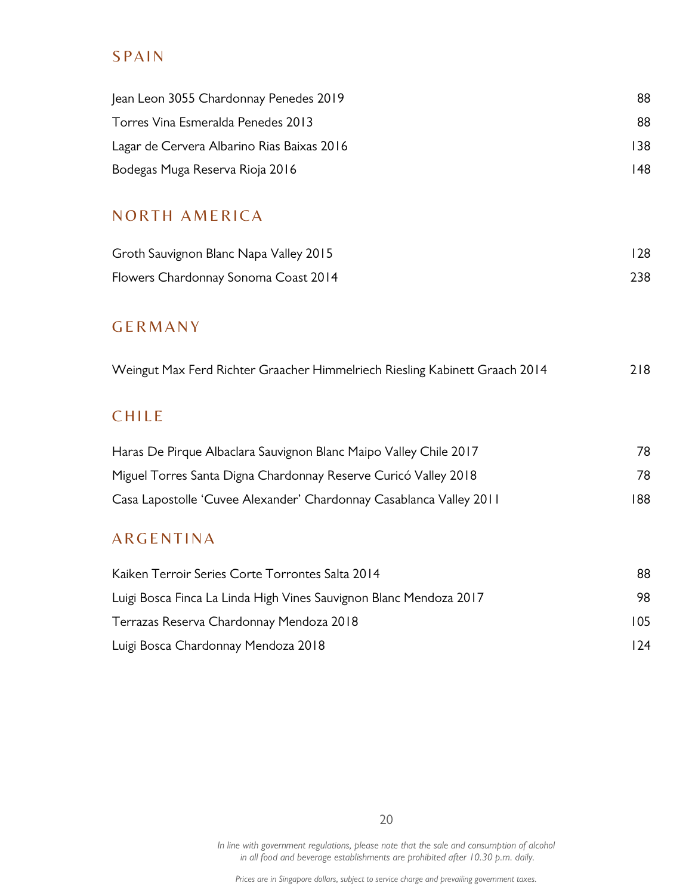## SPAIN

| | |
|---|---|
| Jean Leon 3055 Chardonnay Penedes 2019 | 88 |
| Torres Vina Esmeralda Penedes 2013 | 88 |
| Lagar de Cervera Albarino Rias Baixas 2016 | 138 |
| Bodegas Muga Reserva Rioja 2016 | 148 |

## NORTH AMERICA

| | |
|---|---|
| Groth Sauvignon Blanc Napa Valley 2015 | 128 |
| Flowers Chardonnay Sonoma Coast 2014 | 238 |

## GERMANY

| | |
|---|---|
| Weingut Max Ferd Richter Graacher Himmelriech Riesling Kabinett Graach 2014 | 218 |

## CHILE

| | |
|---|---|
| Haras De Pirque Albaclara Sauvignon Blanc Maipo Valley Chile 2017 | 78 |
| Miguel Torres Santa Digna Chardonnay Reserve Curicó Valley 2018 | 78 |
| Casa Lapostolle 'Cuvee Alexander' Chardonnay Casablanca Valley 2011 | 188 |

## ARGENTINA

| | |
|---|---|
| Kaiken Terroir Series Corte Torrontes Salta 2014 | 88 |
| Luigi Bosca Finca La Linda High Vines Sauvignon Blanc Mendoza 2017 | 98 |
| Terrazas Reserva Chardonnay Mendoza 2018 | 105 |
| Luigi Bosca Chardonnay Mendoza 2018 | 124 |

*In line with government regulations, please note that the sale and consumption of alcohol in all food and beverage establishments are prohibited after 10.30 p.m. daily.*

*Prices are in Singapore dollars, subject to service charge and prevailing government taxes.*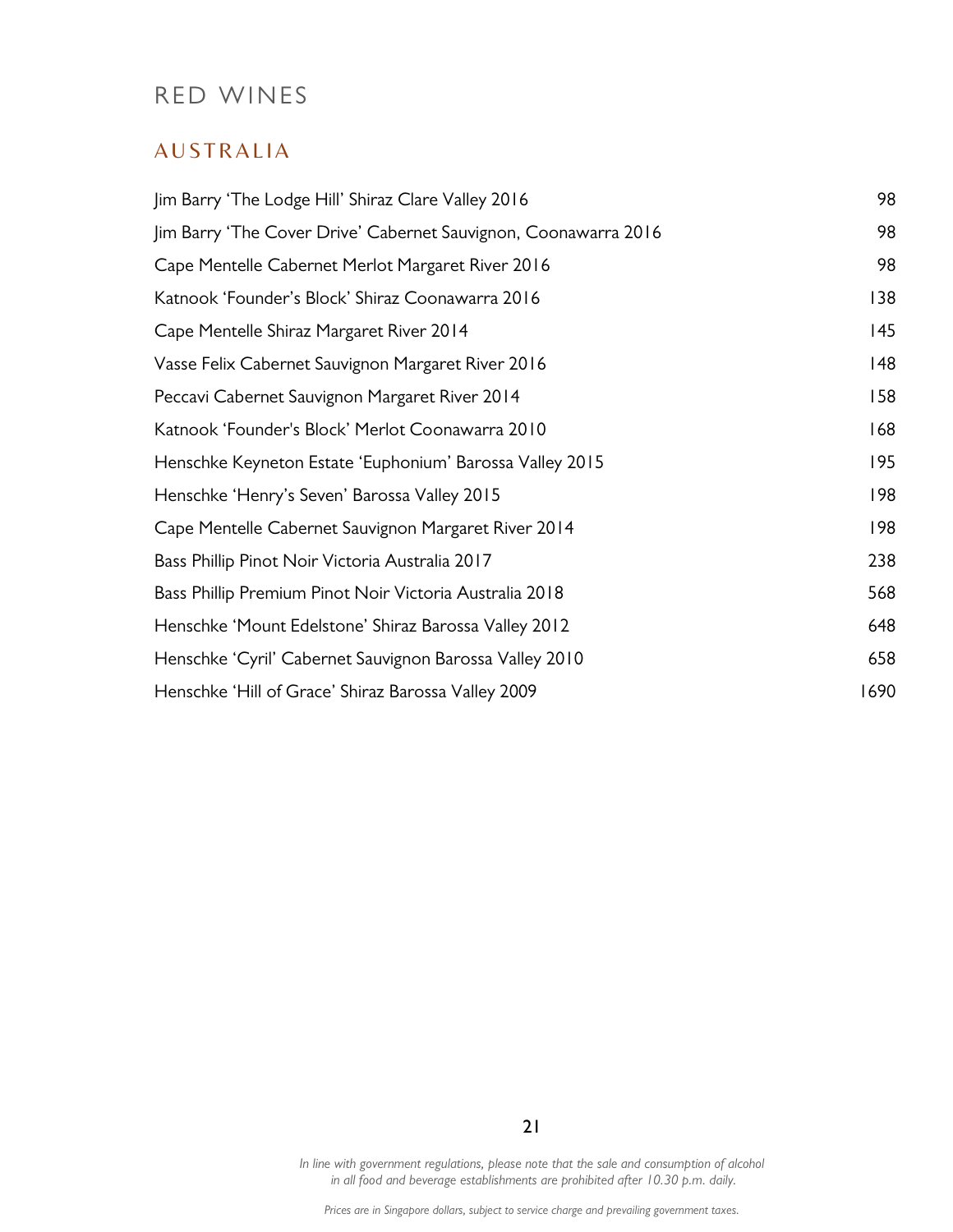# RED WINES

## AUSTRALIA

| | |
|---|---|
| Jim Barry 'The Lodge Hill' Shiraz Clare Valley 2016 | 98 |
| Jim Barry 'The Cover Drive' Cabernet Sauvignon, Coonawarra 2016 | 98 |
| Cape Mentelle Cabernet Merlot Margaret River 2016 | 98 |
| Katnook 'Founder's Block' Shiraz Coonawarra 2016 | 138 |
| Cape Mentelle Shiraz Margaret River 2014 | 145 |
| Vasse Felix Cabernet Sauvignon Margaret River 2016 | 148 |
| Peccavi Cabernet Sauvignon Margaret River 2014 | 158 |
| Katnook 'Founder's Block' Merlot Coonawarra 2010 | 168 |
| Henschke Keyneton Estate 'Euphonium' Barossa Valley 2015 | 195 |
| Henschke 'Henry's Seven' Barossa Valley 2015 | 198 |
| Cape Mentelle Cabernet Sauvignon Margaret River 2014 | 198 |
| Bass Phillip Pinot Noir Victoria Australia 2017 | 238 |
| Bass Phillip Premium Pinot Noir Victoria Australia 2018 | 568 |
| Henschke 'Mount Edelstone' Shiraz Barossa Valley 2012 | 648 |
| Henschke 'Cyril' Cabernet Sauvignon Barossa Valley 2010 | 658 |
| Henschke 'Hill of Grace' Shiraz Barossa Valley 2009 | 1690 |

*In line with government regulations, please note that the sale and consumption of alcohol in all food and beverage establishments are prohibited after 10.30 p.m. daily.*

*Prices are in Singapore dollars, subject to service charge and prevailing government taxes.*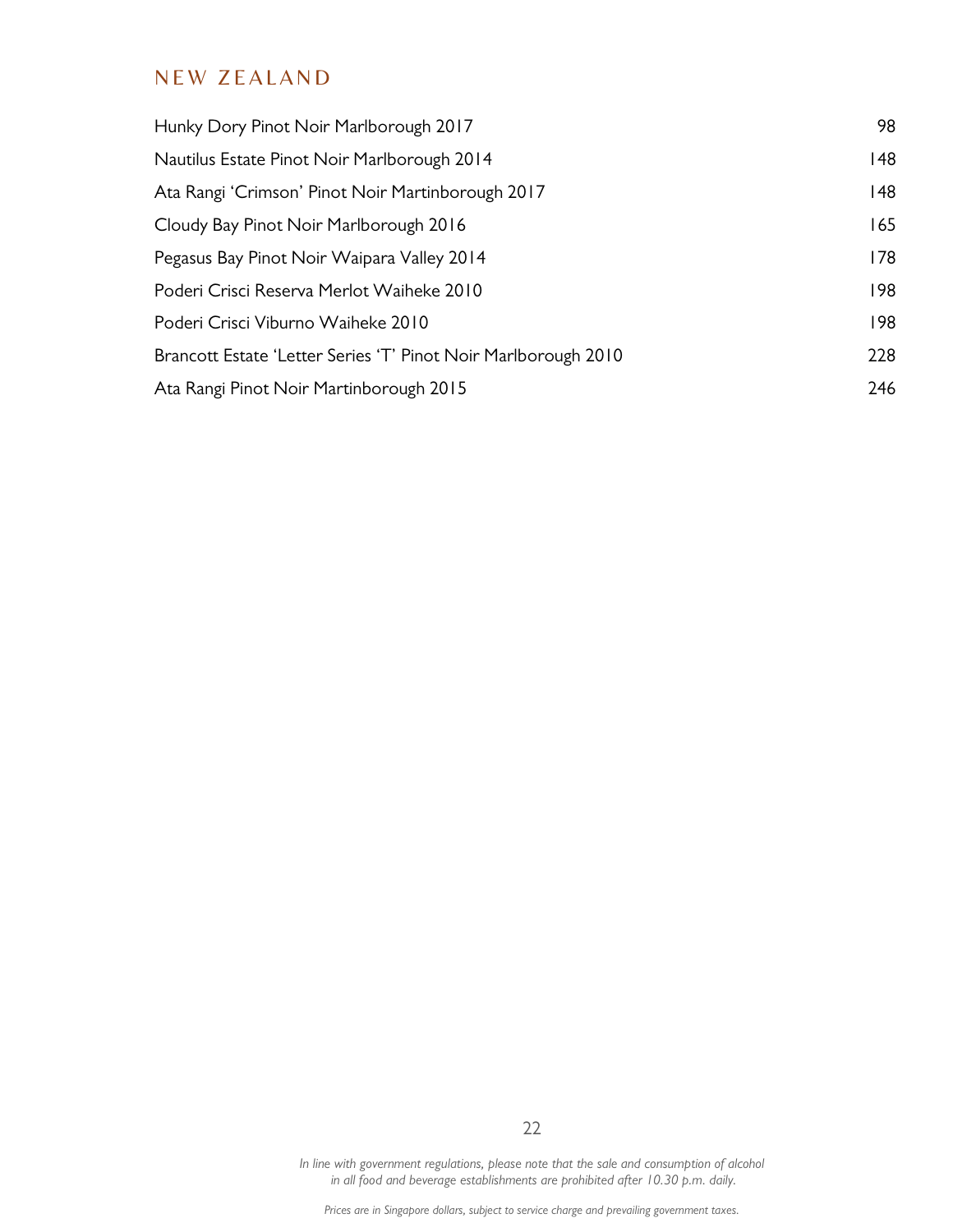## NEW ZEALAND

| | |
|---|---|
| Hunky Dory Pinot Noir Marlborough 2017 | 98 |
| Nautilus Estate Pinot Noir Marlborough 2014 | 148 |
| Ata Rangi 'Crimson' Pinot Noir Martinborough 2017 | 148 |
| Cloudy Bay Pinot Noir Marlborough 2016 | 165 |
| Pegasus Bay Pinot Noir Waipara Valley 2014 | 178 |
| Poderi Crisci Reserva Merlot Waiheke 2010 | 198 |
| Poderi Crisci Viburno Waiheke 2010 | 198 |
| Brancott Estate 'Letter Series 'T' Pinot Noir Marlborough 2010 | 228 |
| Ata Rangi Pinot Noir Martinborough 2015 | 246 |

*In line with government regulations, please note that the sale and consumption of alcohol in all food and beverage establishments are prohibited after 10.30 p.m. daily.*

*Prices are in Singapore dollars, subject to service charge and prevailing government taxes.*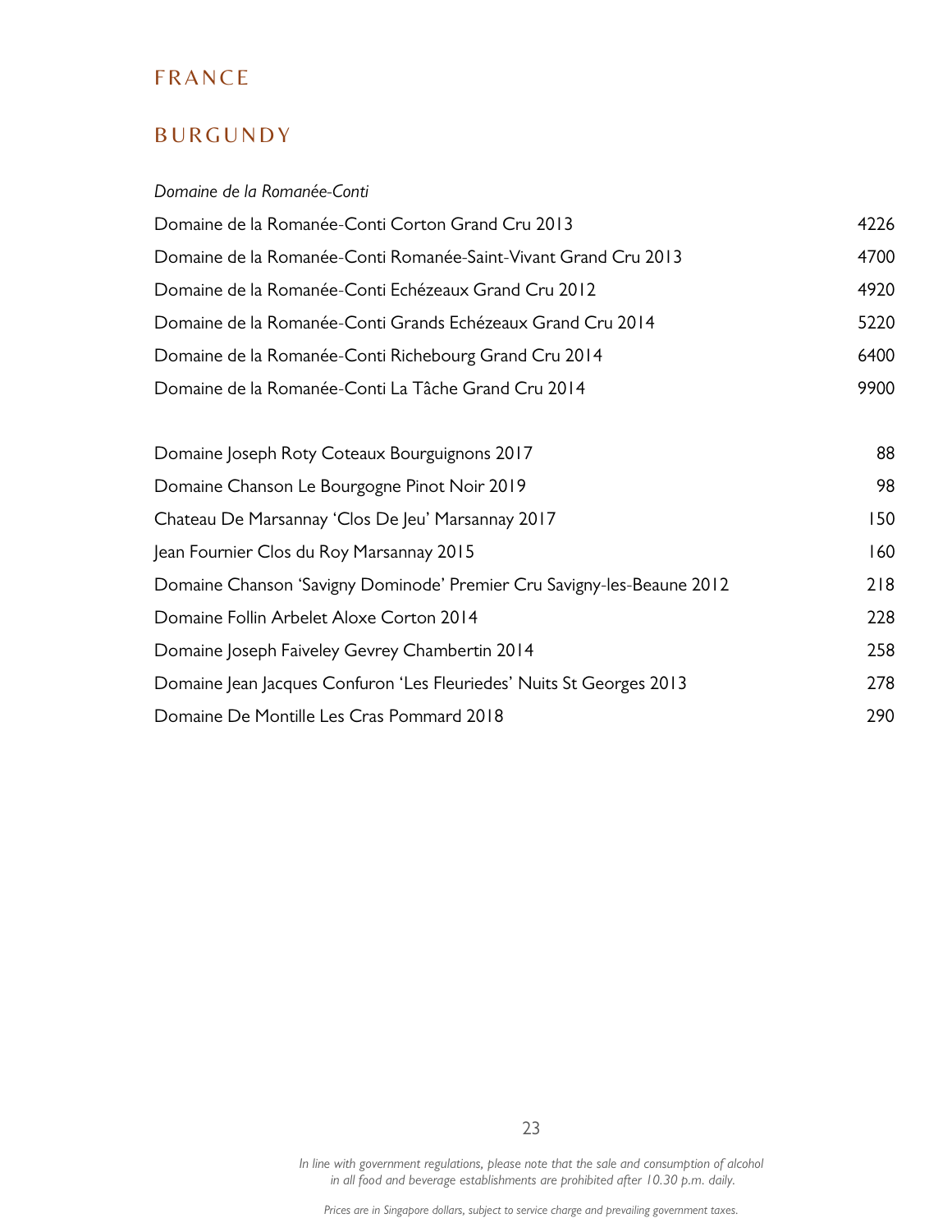# FRANCE

## BURGUNDY

*Domaine de la Romanée-Conti*

| | |
|---|---|
| Domaine de la Romanée-Conti Corton Grand Cru 2013 | 4226 |
| Domaine de la Romanée-Conti Romanée-Saint-Vivant Grand Cru 2013 | 4700 |
| Domaine de la Romanée-Conti Echézeaux Grand Cru 2012 | 4920 |
| Domaine de la Romanée-Conti Grands Echézeaux Grand Cru 2014 | 5220 |
| Domaine de la Romanée-Conti Richebourg Grand Cru 2014 | 6400 |
| Domaine de la Romanée-Conti La Tâche Grand Cru 2014 | 9900 |

| | |
|---|---|
| Domaine Joseph Roty Coteaux Bourguignons 2017 | 88 |
| Domaine Chanson Le Bourgogne Pinot Noir 2019 | 98 |
| Chateau De Marsannay 'Clos De Jeu' Marsannay 2017 | 150 |
| Jean Fournier Clos du Roy Marsannay 2015 | 160 |
| Domaine Chanson 'Savigny Dominode' Premier Cru Savigny-les-Beaune 2012 | 218 |
| Domaine Follin Arbelet Aloxe Corton 2014 | 228 |
| Domaine Joseph Faiveley Gevrey Chambertin 2014 | 258 |
| Domaine Jean Jacques Confuron 'Les Fleuriedes' Nuits St Georges 2013 | 278 |
| Domaine De Montille Les Cras Pommard 2018 | 290 |

*In line with government regulations, please note that the sale and consumption of alcohol in all food and beverage establishments are prohibited after 10.30 p.m. daily.*

*Prices are in Singapore dollars, subject to service charge and prevailing government taxes.*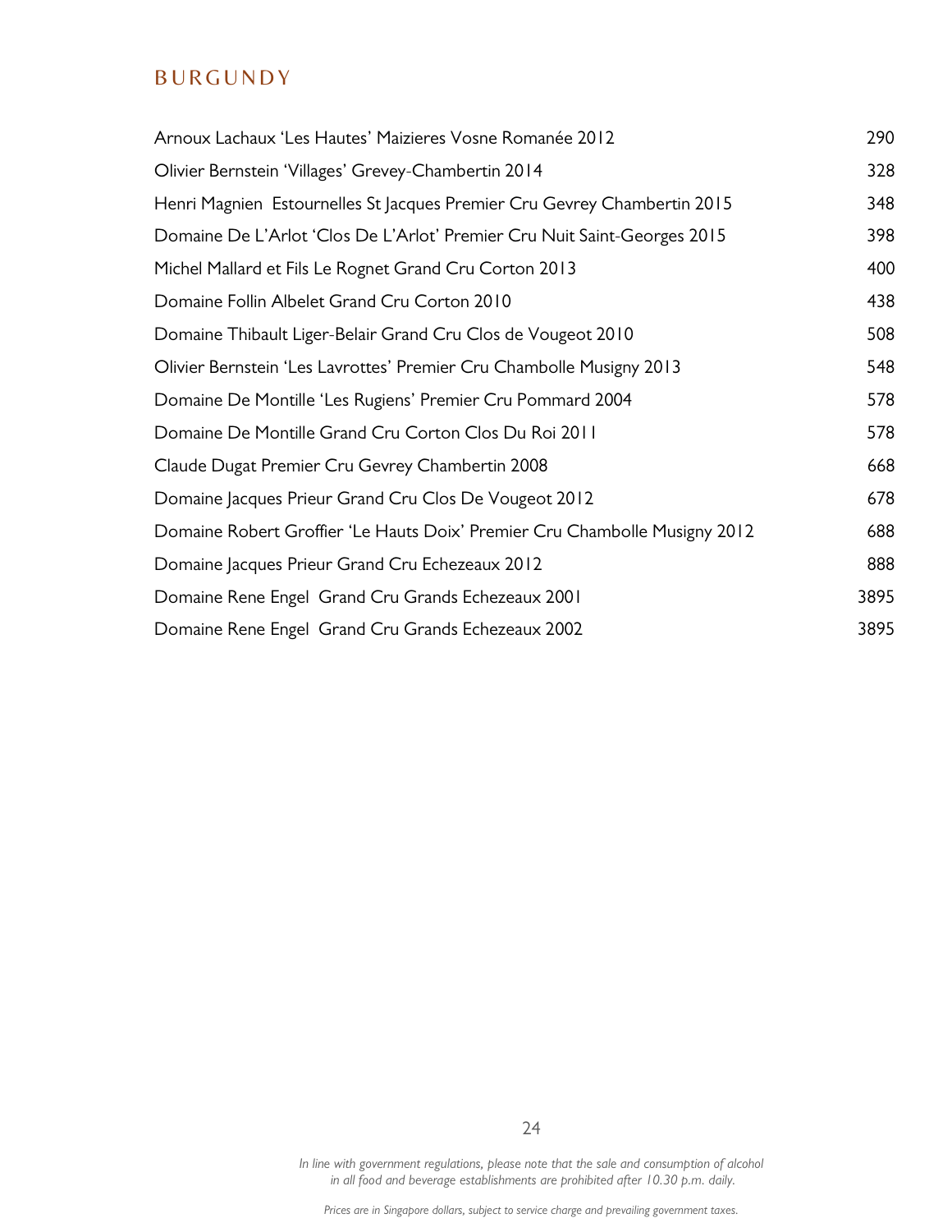## BURGUNDY

| | |
|---|---|
| Arnoux Lachaux 'Les Hautes' Maizieres Vosne Romanée 2012 | 290 |
| Olivier Bernstein 'Villages' Grevey-Chambertin 2014 | 328 |
| Henri Magnien Estournelles St Jacques Premier Cru Gevrey Chambertin 2015 | 348 |
| Domaine De L'Arlot 'Clos De L'Arlot' Premier Cru Nuit Saint-Georges 2015 | 398 |
| Michel Mallard et Fils Le Rognet Grand Cru Corton 2013 | 400 |
| Domaine Follin Albelet Grand Cru Corton 2010 | 438 |
| Domaine Thibault Liger-Belair Grand Cru Clos de Vougeot 2010 | 508 |
| Olivier Bernstein 'Les Lavrottes' Premier Cru Chambolle Musigny 2013 | 548 |
| Domaine De Montille 'Les Rugiens' Premier Cru Pommard 2004 | 578 |
| Domaine De Montille Grand Cru Corton Clos Du Roi 2011 | 578 |
| Claude Dugat Premier Cru Gevrey Chambertin 2008 | 668 |
| Domaine Jacques Prieur Grand Cru Clos De Vougeot 2012 | 678 |
| Domaine Robert Groffier 'Le Hauts Doix' Premier Cru Chambolle Musigny 2012 | 688 |
| Domaine Jacques Prieur Grand Cru Echezeaux 2012 | 888 |
| Domaine Rene Engel Grand Cru Grands Echezeaux 2001 | 3895 |
| Domaine Rene Engel Grand Cru Grands Echezeaux 2002 | 3895 |

*In line with government regulations, please note that the sale and consumption of alcohol in all food and beverage establishments are prohibited after 10.30 p.m. daily.*

*Prices are in Singapore dollars, subject to service charge and prevailing government taxes.*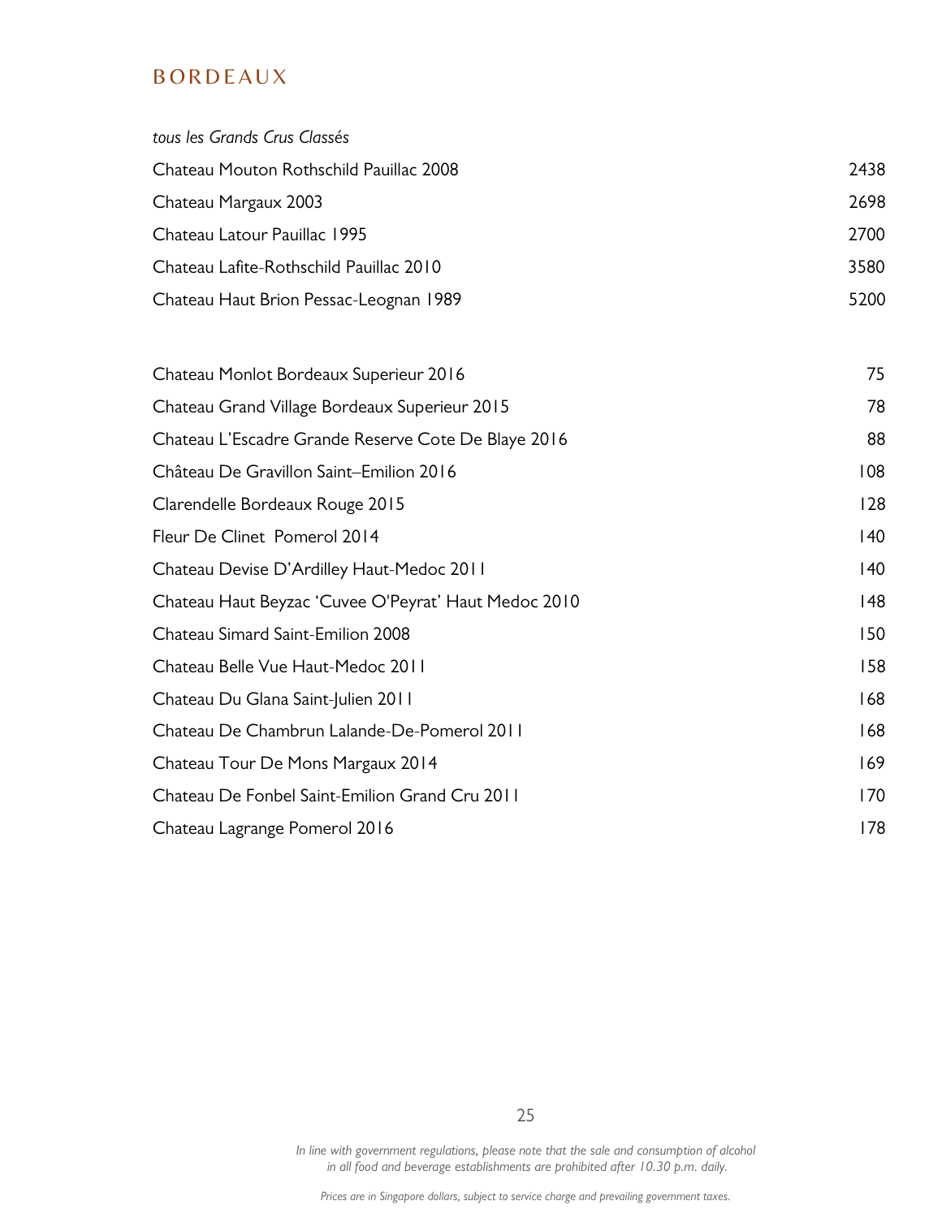# BORDEAUX

*tous les Grands Crus Classés*

| | |
|---|---|
| Chateau Mouton Rothschild Pauillac 2008 | 2438 |
| Chateau Margaux 2003 | 2698 |
| Chateau Latour Pauillac 1995 | 2700 |
| Chateau Lafite-Rothschild Pauillac 2010 | 3580 |
| Chateau Haut Brion Pessac-Leognan 1989 | 5200 |

| | |
|---|---|
| Chateau Monlot Bordeaux Superieur 2016 | 75 |
| Chateau Grand Village Bordeaux Superieur 2015 | 78 |
| Chateau L'Escadre Grande Reserve Cote De Blaye 2016 | 88 |
| Château De Gravillon Saint–Emilion 2016 | 108 |
| Clarendelle Bordeaux Rouge 2015 | 128 |
| Fleur De Clinet Pomerol 2014 | 140 |
| Chateau Devise D'Ardilley Haut-Medoc 2011 | 140 |
| Chateau Haut Beyzac 'Cuvee O'Peyrat' Haut Medoc 2010 | 148 |
| Chateau Simard Saint-Emilion 2008 | 150 |
| Chateau Belle Vue Haut-Medoc 2011 | 158 |
| Chateau Du Glana Saint-Julien 2011 | 168 |
| Chateau De Chambrun Lalande-De-Pomerol 2011 | 168 |
| Chateau Tour De Mons Margaux 2014 | 169 |
| Chateau De Fonbel Saint-Emilion Grand Cru 2011 | 170 |
| Chateau Lagrange Pomerol 2016 | 178 |

*In line with government regulations, please note that the sale and consumption of alcohol in all food and beverage establishments are prohibited after 10.30 p.m. daily.*

*Prices are in Singapore dollars, subject to service charge and prevailing government taxes.*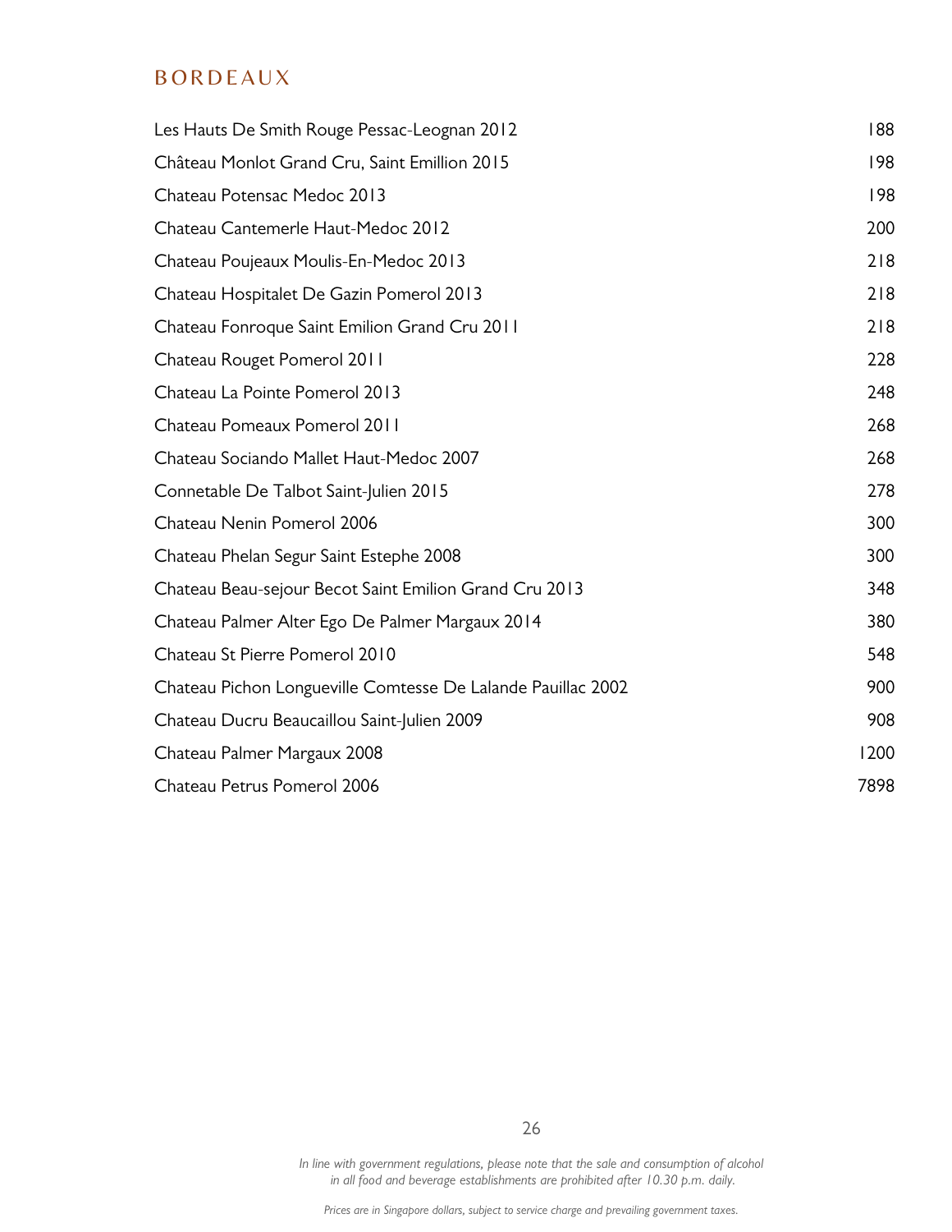## BORDEAUX

| Wine | Price |
|---|---|
| Les Hauts De Smith Rouge Pessac-Leognan 2012 | 188 |
| Château Monlot Grand Cru, Saint Emillion 2015 | 198 |
| Chateau Potensac Medoc 2013 | 198 |
| Chateau Cantemerle Haut-Medoc 2012 | 200 |
| Chateau Poujeaux Moulis-En-Medoc 2013 | 218 |
| Chateau Hospitalet De Gazin Pomerol 2013 | 218 |
| Chateau Fonroque Saint Emilion Grand Cru 2011 | 218 |
| Chateau Rouget Pomerol 2011 | 228 |
| Chateau La Pointe Pomerol 2013 | 248 |
| Chateau Pomeaux Pomerol 2011 | 268 |
| Chateau Sociando Mallet Haut-Medoc 2007 | 268 |
| Connetable De Talbot Saint-Julien 2015 | 278 |
| Chateau Nenin Pomerol 2006 | 300 |
| Chateau Phelan Segur Saint Estephe 2008 | 300 |
| Chateau Beau-sejour Becot Saint Emilion Grand Cru 2013 | 348 |
| Chateau Palmer Alter Ego De Palmer Margaux 2014 | 380 |
| Chateau St Pierre Pomerol 2010 | 548 |
| Chateau Pichon Longueville Comtesse De Lalande Pauillac 2002 | 900 |
| Chateau Ducru Beaucaillou Saint-Julien 2009 | 908 |
| Chateau Palmer Margaux 2008 | 1200 |
| Chateau Petrus Pomerol 2006 | 7898 |

*In line with government regulations, please note that the sale and consumption of alcohol in all food and beverage establishments are prohibited after 10.30 p.m. daily.*

*Prices are in Singapore dollars, subject to service charge and prevailing government taxes.*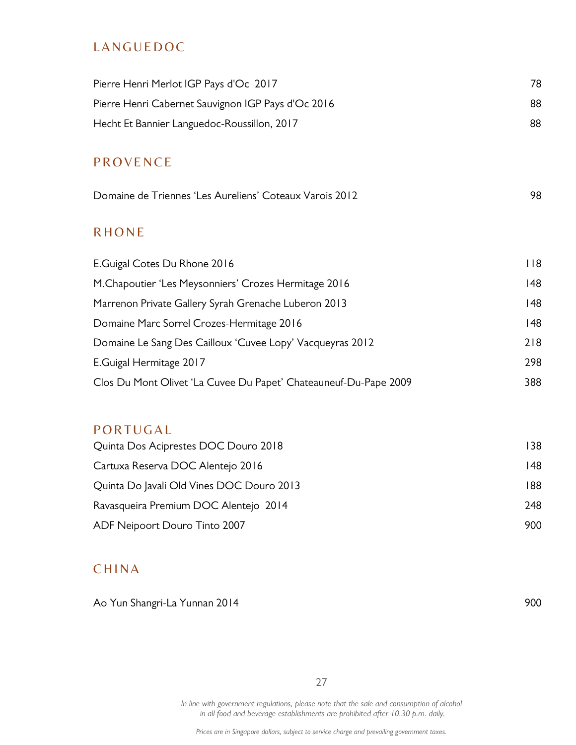## LANGUEDOC

| | |
|---|---|
| Pierre Henri Merlot IGP Pays d'Oc 2017 | 78 |
| Pierre Henri Cabernet Sauvignon IGP Pays d'Oc 2016 | 88 |
| Hecht Et Bannier Languedoc-Roussillon, 2017 | 88 |

## PROVENCE

| | |
|---|---|
| Domaine de Triennes 'Les Aureliens' Coteaux Varois 2012 | 98 |

## RHONE

| | |
|---|---|
| E.Guigal Cotes Du Rhone 2016 | 118 |
| M.Chapoutier 'Les Meysonniers' Crozes Hermitage 2016 | 148 |
| Marrenon Private Gallery Syrah Grenache Luberon 2013 | 148 |
| Domaine Marc Sorrel Crozes-Hermitage 2016 | 148 |
| Domaine Le Sang Des Cailloux 'Cuvee Lopy' Vacqueyras 2012 | 218 |
| E.Guigal Hermitage 2017 | 298 |
| Clos Du Mont Olivet 'La Cuvee Du Papet' Chateauneuf-Du-Pape 2009 | 388 |

## PORTUGAL

| | |
|---|---|
| Quinta Dos Aciprestes DOC Douro 2018 | 138 |
| Cartuxa Reserva DOC Alentejo 2016 | 148 |
| Quinta Do Javali Old Vines DOC Douro 2013 | 188 |
| Ravasqueira Premium DOC Alentejo 2014 | 248 |
| ADF Neipoort Douro Tinto 2007 | 900 |

## CHINA

| | |
|---|---|
| Ao Yun Shangri-La Yunnan 2014 | 900 |

*In line with government regulations, please note that the sale and consumption of alcohol in all food and beverage establishments are prohibited after 10.30 p.m. daily.*

*Prices are in Singapore dollars, subject to service charge and prevailing government taxes.*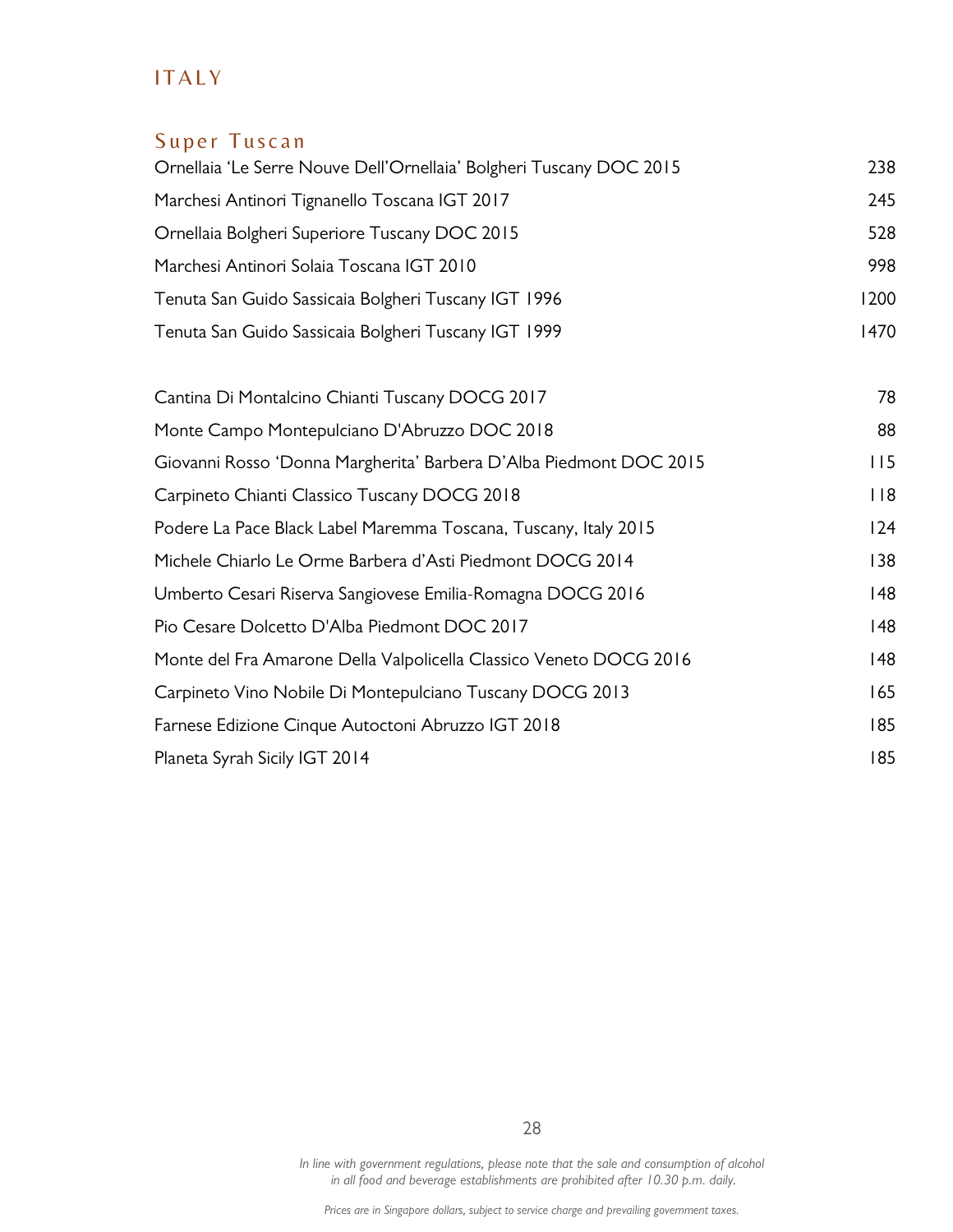# ITALY

## Super Tuscan

| | |
|---|---|
| Ornellaia 'Le Serre Nouve Dell'Ornellaia' Bolgheri Tuscany DOC 2015 | 238 |
| Marchesi Antinori Tignanello Toscana IGT 2017 | 245 |
| Ornellaia Bolgheri Superiore Tuscany DOC 2015 | 528 |
| Marchesi Antinori Solaia Toscana IGT 2010 | 998 |
| Tenuta San Guido Sassicaia Bolgheri Tuscany IGT 1996 | 1200 |
| Tenuta San Guido Sassicaia Bolgheri Tuscany IGT 1999 | 1470 |

| | |
|---|---|
| Cantina Di Montalcino Chianti Tuscany DOCG 2017 | 78 |
| Monte Campo Montepulciano D'Abruzzo DOC 2018 | 88 |
| Giovanni Rosso 'Donna Margherita' Barbera D'Alba Piedmont DOC 2015 | 115 |
| Carpineto Chianti Classico Tuscany DOCG 2018 | 118 |
| Podere La Pace Black Label Maremma Toscana, Tuscany, Italy 2015 | 124 |
| Michele Chiarlo Le Orme Barbera d'Asti Piedmont DOCG 2014 | 138 |
| Umberto Cesari Riserva Sangiovese Emilia-Romagna DOCG 2016 | 148 |
| Pio Cesare Dolcetto D'Alba Piedmont DOC 2017 | 148 |
| Monte del Fra Amarone Della Valpolicella Classico Veneto DOCG 2016 | 148 |
| Carpineto Vino Nobile Di Montepulciano Tuscany DOCG 2013 | 165 |
| Farnese Edizione Cinque Autoctoni Abruzzo IGT 2018 | 185 |
| Planeta Syrah Sicily IGT 2014 | 185 |

*In line with government regulations, please note that the sale and consumption of alcohol in all food and beverage establishments are prohibited after 10.30 p.m. daily.*

*Prices are in Singapore dollars, subject to service charge and prevailing government taxes.*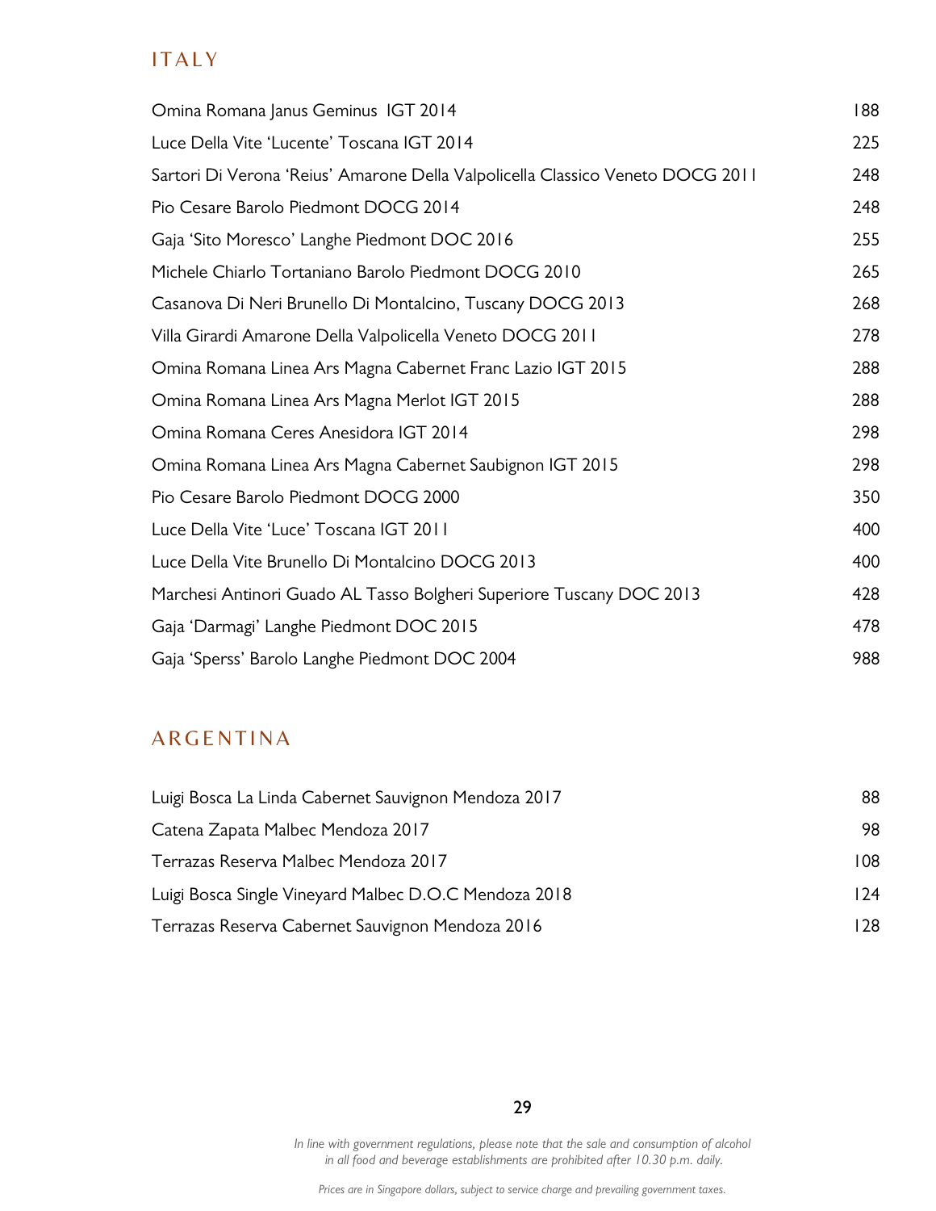## ITALY

| | |
|---|---|
| Omina Romana Janus Geminus IGT 2014 | 188 |
| Luce Della Vite 'Lucente' Toscana IGT 2014 | 225 |
| Sartori Di Verona 'Reius' Amarone Della Valpolicella Classico Veneto DOCG 2011 | 248 |
| Pio Cesare Barolo Piedmont DOCG 2014 | 248 |
| Gaja 'Sito Moresco' Langhe Piedmont DOC 2016 | 255 |
| Michele Chiarlo Tortaniano Barolo Piedmont DOCG 2010 | 265 |
| Casanova Di Neri Brunello Di Montalcino, Tuscany DOCG 2013 | 268 |
| Villa Girardi Amarone Della Valpolicella Veneto DOCG 2011 | 278 |
| Omina Romana Linea Ars Magna Cabernet Franc Lazio IGT 2015 | 288 |
| Omina Romana Linea Ars Magna Merlot IGT 2015 | 288 |
| Omina Romana Ceres Anesidora IGT 2014 | 298 |
| Omina Romana Linea Ars Magna Cabernet Saubignon IGT 2015 | 298 |
| Pio Cesare Barolo Piedmont DOCG 2000 | 350 |
| Luce Della Vite 'Luce' Toscana IGT 2011 | 400 |
| Luce Della Vite Brunello Di Montalcino DOCG 2013 | 400 |
| Marchesi Antinori Guado AL Tasso Bolgheri Superiore Tuscany DOC 2013 | 428 |
| Gaja 'Darmagi' Langhe Piedmont DOC 2015 | 478 |
| Gaja 'Sperss' Barolo Langhe Piedmont DOC 2004 | 988 |

## ARGENTINA

| | |
|---|---|
| Luigi Bosca La Linda Cabernet Sauvignon Mendoza 2017 | 88 |
| Catena Zapata Malbec Mendoza 2017 | 98 |
| Terrazas Reserva Malbec Mendoza 2017 | 108 |
| Luigi Bosca Single Vineyard Malbec D.O.C Mendoza 2018 | 124 |
| Terrazas Reserva Cabernet Sauvignon Mendoza 2016 | 128 |

*In line with government regulations, please note that the sale and consumption of alcohol in all food and beverage establishments are prohibited after 10.30 p.m. daily.*

*Prices are in Singapore dollars, subject to service charge and prevailing government taxes.*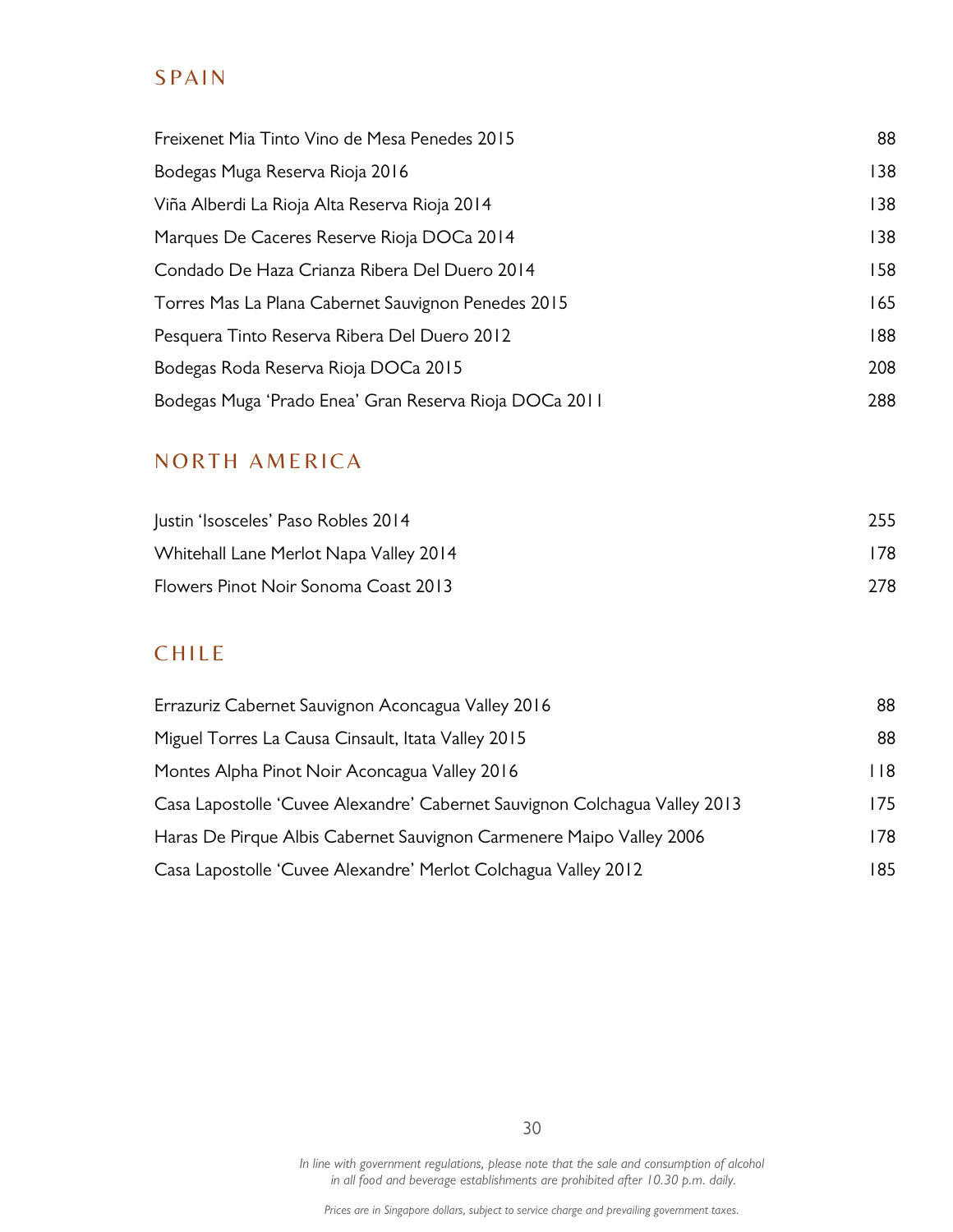## SPAIN

| Wine | Price |
|---|---|
| Freixenet Mia Tinto Vino de Mesa Penedes 2015 | 88 |
| Bodegas Muga Reserva Rioja 2016 | 138 |
| Viña Alberdi La Rioja Alta Reserva Rioja 2014 | 138 |
| Marques De Caceres Reserve Rioja DOCa 2014 | 138 |
| Condado De Haza Crianza Ribera Del Duero 2014 | 158 |
| Torres Mas La Plana Cabernet Sauvignon Penedes 2015 | 165 |
| Pesquera Tinto Reserva Ribera Del Duero 2012 | 188 |
| Bodegas Roda Reserva Rioja DOCa 2015 | 208 |
| Bodegas Muga 'Prado Enea' Gran Reserva Rioja DOCa 2011 | 288 |

## NORTH AMERICA

| Wine | Price |
|---|---|
| Justin 'Isosceles' Paso Robles 2014 | 255 |
| Whitehall Lane Merlot Napa Valley 2014 | 178 |
| Flowers Pinot Noir Sonoma Coast 2013 | 278 |

## CHILE

| Wine | Price |
|---|---|
| Errazuriz Cabernet Sauvignon Aconcagua Valley 2016 | 88 |
| Miguel Torres La Causa Cinsault, Itata Valley 2015 | 88 |
| Montes Alpha Pinot Noir Aconcagua Valley 2016 | 118 |
| Casa Lapostolle 'Cuvee Alexandre' Cabernet Sauvignon Colchagua Valley 2013 | 175 |
| Haras De Pirque Albis Cabernet Sauvignon Carmenere Maipo Valley 2006 | 178 |
| Casa Lapostolle 'Cuvee Alexandre' Merlot Colchagua Valley 2012 | 185 |

*In line with government regulations, please note that the sale and consumption of alcohol in all food and beverage establishments are prohibited after 10.30 p.m. daily.*

*Prices are in Singapore dollars, subject to service charge and prevailing government taxes.*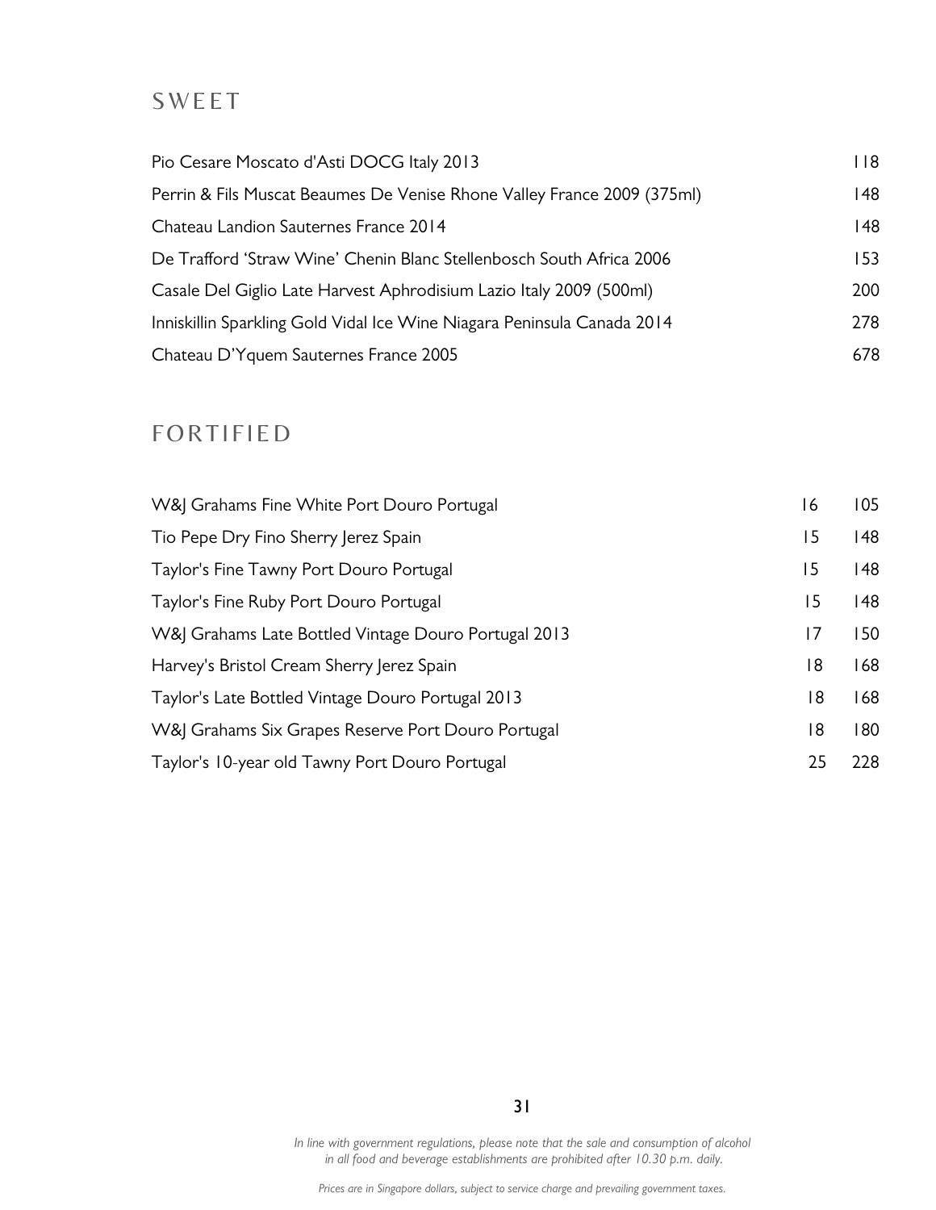## SWEET

| | |
|---|---|
| Pio Cesare Moscato d'Asti DOCG Italy 2013 | 118 |
| Perrin & Fils Muscat Beaumes De Venise Rhone Valley France 2009 (375ml) | 148 |
| Chateau Landion Sauternes France 2014 | 148 |
| De Trafford 'Straw Wine' Chenin Blanc Stellenbosch South Africa 2006 | 153 |
| Casale Del Giglio Late Harvest Aphrodisium Lazio Italy 2009 (500ml) | 200 |
| Inniskillin Sparkling Gold Vidal Ice Wine Niagara Peninsula Canada 2014 | 278 |
| Chateau D'Yquem Sauternes France 2005 | 678 |

## FORTIFIED

| | | |
|---|---|---|
| W&J Grahams Fine White Port Douro Portugal | 16 | 105 |
| Tio Pepe Dry Fino Sherry Jerez Spain | 15 | 148 |
| Taylor's Fine Tawny Port Douro Portugal | 15 | 148 |
| Taylor's Fine Ruby Port Douro Portugal | 15 | 148 |
| W&J Grahams Late Bottled Vintage Douro Portugal 2013 | 17 | 150 |
| Harvey's Bristol Cream Sherry Jerez Spain | 18 | 168 |
| Taylor's Late Bottled Vintage Douro Portugal 2013 | 18 | 168 |
| W&J Grahams Six Grapes Reserve Port Douro Portugal | 18 | 180 |
| Taylor's 10-year old Tawny Port Douro Portugal | 25 | 228 |

*In line with government regulations, please note that the sale and consumption of alcohol in all food and beverage establishments are prohibited after 10.30 p.m. daily.*

*Prices are in Singapore dollars, subject to service charge and prevailing government taxes.*